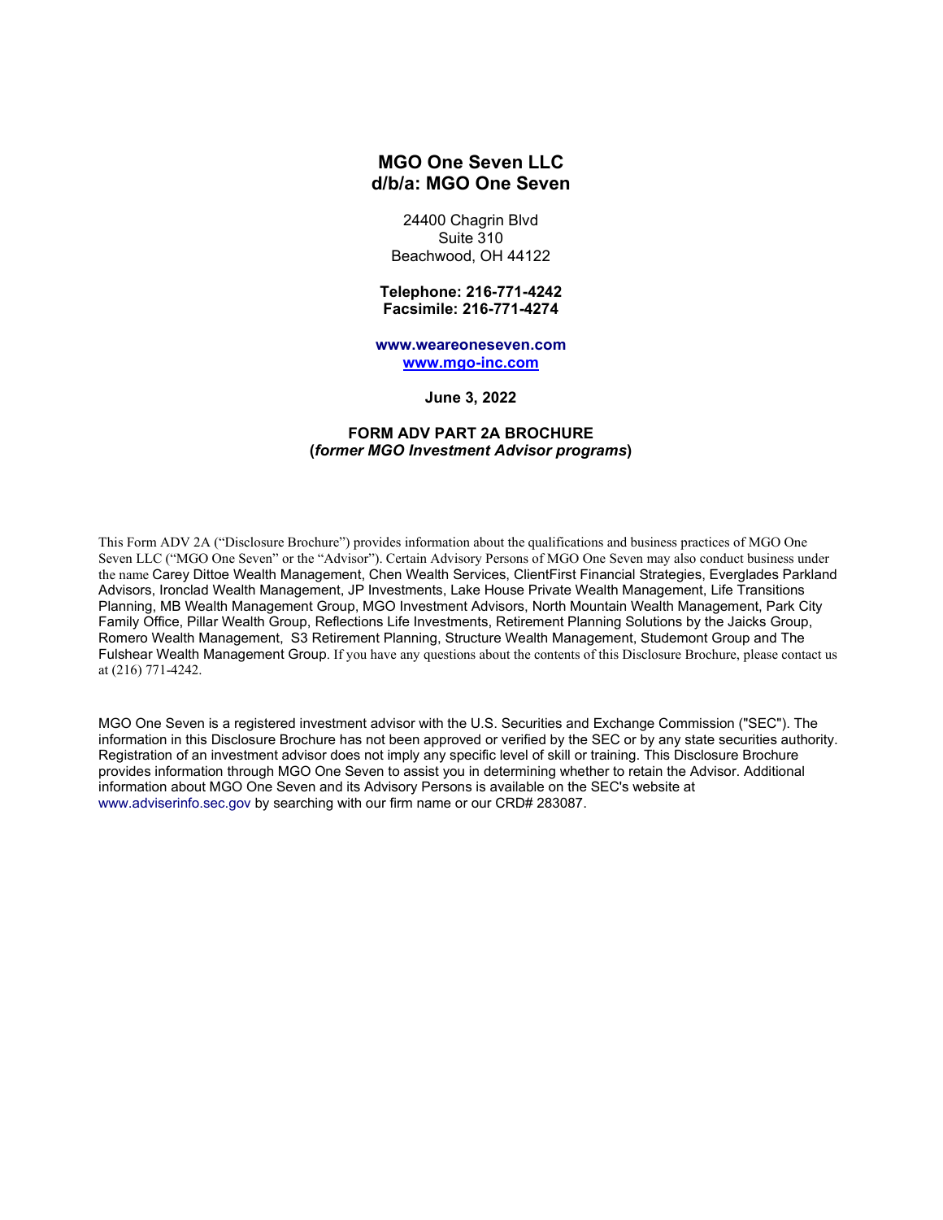# MGO One Seven LLC
# d/b/a: MGO One Seven

24400 Chagrin Blvd
Suite 310
Beachwood, OH 44122

**Telephone: 216-771-4242**
**Facsimile: 216-771-4274**

**www.weareoneseven.com**
**www.mgo-inc.com**

**June 3, 2022**

**FORM ADV PART 2A BROCHURE**
**(*former MGO Investment Advisor programs*)**

This Form ADV 2A ("Disclosure Brochure") provides information about the qualifications and business practices of MGO One Seven LLC ("MGO One Seven" or the "Advisor"). Certain Advisory Persons of MGO One Seven may also conduct business under the name Carey Dittoe Wealth Management, Chen Wealth Services, ClientFirst Financial Strategies, Everglades Parkland Advisors, Ironclad Wealth Management, JP Investments, Lake House Private Wealth Management, Life Transitions Planning, MB Wealth Management Group, MGO Investment Advisors, North Mountain Wealth Management, Park City Family Office, Pillar Wealth Group, Reflections Life Investments, Retirement Planning Solutions by the Jaicks Group, Romero Wealth Management, S3 Retirement Planning, Structure Wealth Management, Studemont Group and The Fulshear Wealth Management Group. If you have any questions about the contents of this Disclosure Brochure, please contact us at (216) 771-4242.

MGO One Seven is a registered investment advisor with the U.S. Securities and Exchange Commission ("SEC"). The information in this Disclosure Brochure has not been approved or verified by the SEC or by any state securities authority. Registration of an investment advisor does not imply any specific level of skill or training. This Disclosure Brochure provides information through MGO One Seven to assist you in determining whether to retain the Advisor. Additional information about MGO One Seven and its Advisory Persons is available on the SEC's website at www.adviserinfo.sec.gov by searching with our firm name or our CRD# 283087.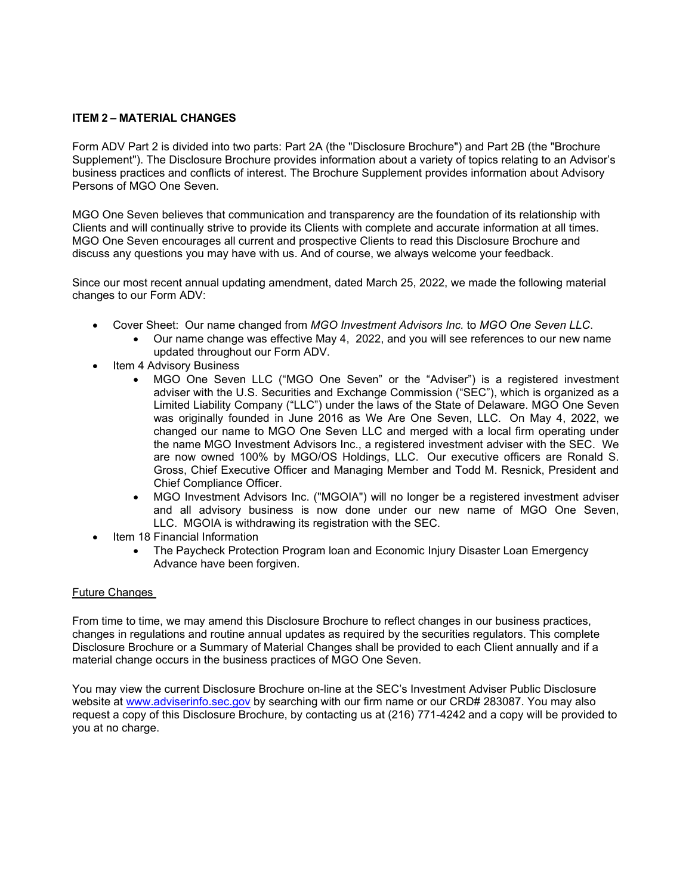## ITEM 2 – MATERIAL CHANGES

Form ADV Part 2 is divided into two parts: Part 2A (the "Disclosure Brochure") and Part 2B (the "Brochure Supplement"). The Disclosure Brochure provides information about a variety of topics relating to an Advisor's business practices and conflicts of interest. The Brochure Supplement provides information about Advisory Persons of MGO One Seven.

MGO One Seven believes that communication and transparency are the foundation of its relationship with Clients and will continually strive to provide its Clients with complete and accurate information at all times. MGO One Seven encourages all current and prospective Clients to read this Disclosure Brochure and discuss any questions you may have with us. And of course, we always welcome your feedback.

Since our most recent annual updating amendment, dated March 25, 2022, we made the following material changes to our Form ADV:

- Cover Sheet: Our name changed from *MGO Investment Advisors Inc.* to *MGO One Seven LLC*.
  - Our name change was effective May 4, 2022, and you will see references to our new name updated throughout our Form ADV.
- Item 4 Advisory Business
  - MGO One Seven LLC ("MGO One Seven" or the "Adviser") is a registered investment adviser with the U.S. Securities and Exchange Commission ("SEC"), which is organized as a Limited Liability Company ("LLC") under the laws of the State of Delaware. MGO One Seven was originally founded in June 2016 as We Are One Seven, LLC. On May 4, 2022, we changed our name to MGO One Seven LLC and merged with a local firm operating under the name MGO Investment Advisors Inc., a registered investment adviser with the SEC. We are now owned 100% by MGO/OS Holdings, LLC. Our executive officers are Ronald S. Gross, Chief Executive Officer and Managing Member and Todd M. Resnick, President and Chief Compliance Officer.
  - MGO Investment Advisors Inc. ("MGOIA") will no longer be a registered investment adviser and all advisory business is now done under our new name of MGO One Seven, LLC. MGOIA is withdrawing its registration with the SEC.
- Item 18 Financial Information
  - The Paycheck Protection Program loan and Economic Injury Disaster Loan Emergency Advance have been forgiven.

### Future Changes

From time to time, we may amend this Disclosure Brochure to reflect changes in our business practices, changes in regulations and routine annual updates as required by the securities regulators. This complete Disclosure Brochure or a Summary of Material Changes shall be provided to each Client annually and if a material change occurs in the business practices of MGO One Seven.

You may view the current Disclosure Brochure on-line at the SEC's Investment Adviser Public Disclosure website at www.adviserinfo.sec.gov by searching with our firm name or our CRD# 283087. You may also request a copy of this Disclosure Brochure, by contacting us at (216) 771-4242 and a copy will be provided to you at no charge.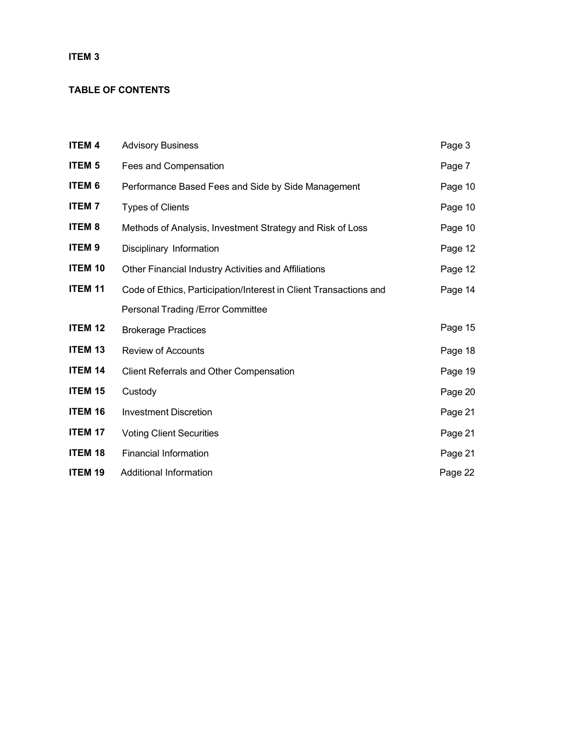**ITEM 3**

**TABLE OF CONTENTS**

| | | |
|---|---|---|
| **ITEM 4** | Advisory Business | Page 3 |
| **ITEM 5** | Fees and Compensation | Page 7 |
| **ITEM 6** | Performance Based Fees and Side by Side Management | Page 10 |
| **ITEM 7** | Types of Clients | Page 10 |
| **ITEM 8** | Methods of Analysis, Investment Strategy and Risk of Loss | Page 10 |
| **ITEM 9** | Disciplinary Information | Page 12 |
| **ITEM 10** | Other Financial Industry Activities and Affiliations | Page 12 |
| **ITEM 11** | Code of Ethics, Participation/Interest in Client Transactions and Personal Trading /Error Committee | Page 14 |
| **ITEM 12** | Brokerage Practices | Page 15 |
| **ITEM 13** | Review of Accounts | Page 18 |
| **ITEM 14** | Client Referrals and Other Compensation | Page 19 |
| **ITEM 15** | Custody | Page 20 |
| **ITEM 16** | Investment Discretion | Page 21 |
| **ITEM 17** | Voting Client Securities | Page 21 |
| **ITEM 18** | Financial Information | Page 21 |
| **ITEM 19** | Additional Information | Page 22 |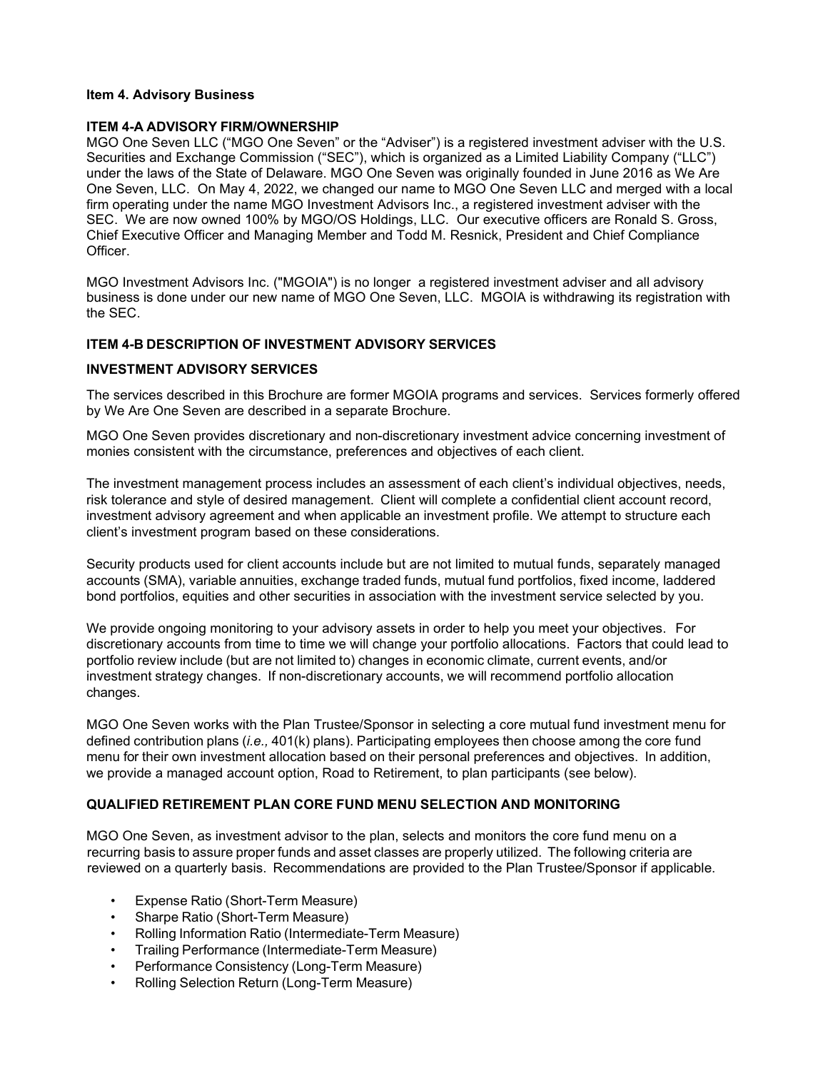## Item 4. Advisory Business

### ITEM 4-A ADVISORY FIRM/OWNERSHIP

MGO One Seven LLC ("MGO One Seven" or the "Adviser") is a registered investment adviser with the U.S. Securities and Exchange Commission ("SEC"), which is organized as a Limited Liability Company ("LLC") under the laws of the State of Delaware. MGO One Seven was originally founded in June 2016 as We Are One Seven, LLC. On May 4, 2022, we changed our name to MGO One Seven LLC and merged with a local firm operating under the name MGO Investment Advisors Inc., a registered investment adviser with the SEC. We are now owned 100% by MGO/OS Holdings, LLC. Our executive officers are Ronald S. Gross, Chief Executive Officer and Managing Member and Todd M. Resnick, President and Chief Compliance Officer.

MGO Investment Advisors Inc. ("MGOIA") is no longer a registered investment adviser and all advisory business is done under our new name of MGO One Seven, LLC. MGOIA is withdrawing its registration with the SEC.

### ITEM 4-B DESCRIPTION OF INVESTMENT ADVISORY SERVICES

### INVESTMENT ADVISORY SERVICES

The services described in this Brochure are former MGOIA programs and services. Services formerly offered by We Are One Seven are described in a separate Brochure.

MGO One Seven provides discretionary and non-discretionary investment advice concerning investment of monies consistent with the circumstance, preferences and objectives of each client.

The investment management process includes an assessment of each client's individual objectives, needs, risk tolerance and style of desired management. Client will complete a confidential client account record, investment advisory agreement and when applicable an investment profile. We attempt to structure each client's investment program based on these considerations.

Security products used for client accounts include but are not limited to mutual funds, separately managed accounts (SMA), variable annuities, exchange traded funds, mutual fund portfolios, fixed income, laddered bond portfolios, equities and other securities in association with the investment service selected by you.

We provide ongoing monitoring to your advisory assets in order to help you meet your objectives. For discretionary accounts from time to time we will change your portfolio allocations. Factors that could lead to portfolio review include (but are not limited to) changes in economic climate, current events, and/or investment strategy changes. If non-discretionary accounts, we will recommend portfolio allocation changes.

MGO One Seven works with the Plan Trustee/Sponsor in selecting a core mutual fund investment menu for defined contribution plans (*i.e.,* 401(k) plans). Participating employees then choose among the core fund menu for their own investment allocation based on their personal preferences and objectives. In addition, we provide a managed account option, Road to Retirement, to plan participants (see below).

### QUALIFIED RETIREMENT PLAN CORE FUND MENU SELECTION AND MONITORING

MGO One Seven, as investment advisor to the plan, selects and monitors the core fund menu on a recurring basis to assure proper funds and asset classes are properly utilized. The following criteria are reviewed on a quarterly basis. Recommendations are provided to the Plan Trustee/Sponsor if applicable.

- Expense Ratio (Short-Term Measure)
- Sharpe Ratio (Short-Term Measure)
- Rolling Information Ratio (Intermediate-Term Measure)
- Trailing Performance (Intermediate-Term Measure)
- Performance Consistency (Long-Term Measure)
- Rolling Selection Return (Long-Term Measure)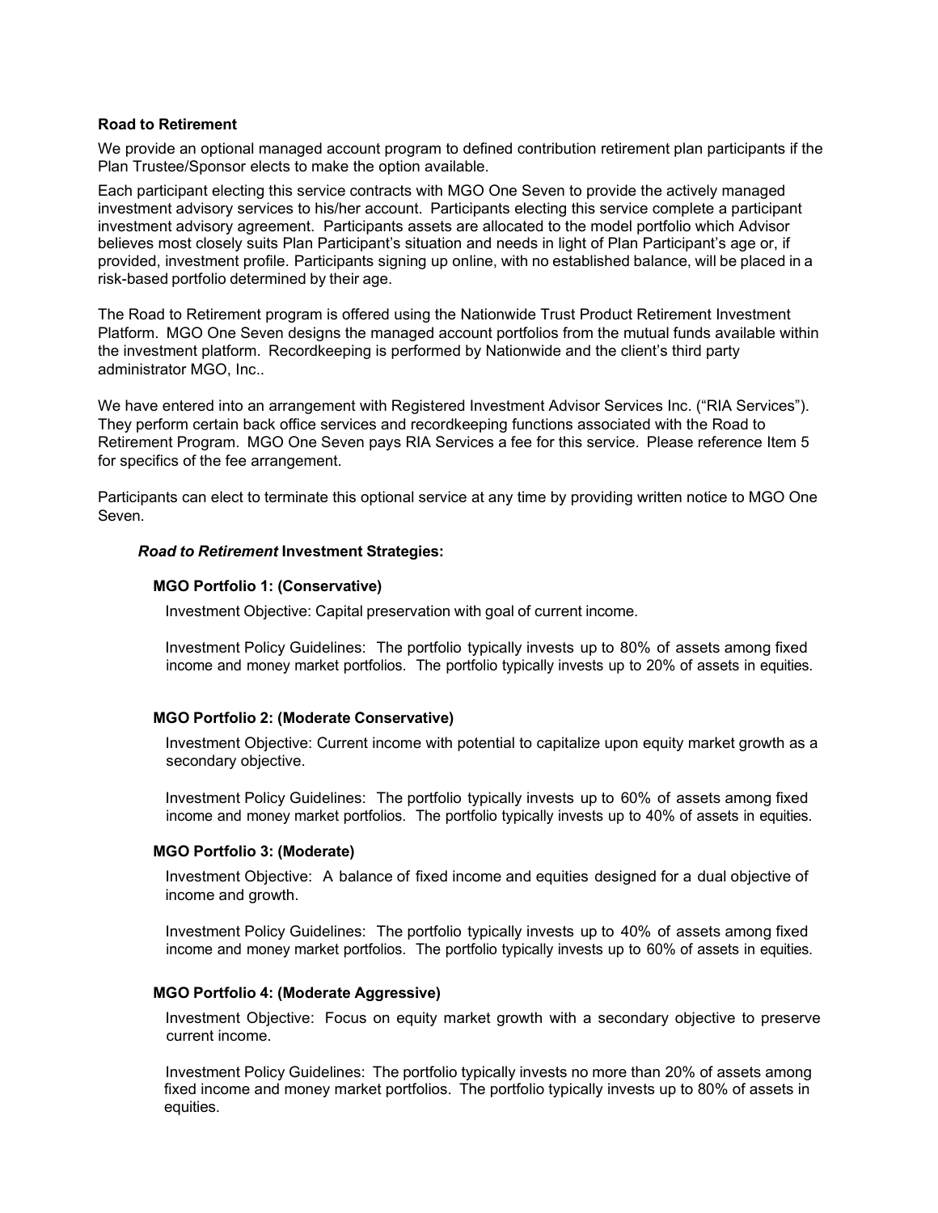**Road to Retirement**

We provide an optional managed account program to defined contribution retirement plan participants if the Plan Trustee/Sponsor elects to make the option available.

Each participant electing this service contracts with MGO One Seven to provide the actively managed investment advisory services to his/her account. Participants electing this service complete a participant investment advisory agreement. Participants assets are allocated to the model portfolio which Advisor believes most closely suits Plan Participant's situation and needs in light of Plan Participant's age or, if provided, investment profile. Participants signing up online, with no established balance, will be placed in a risk-based portfolio determined by their age.

The Road to Retirement program is offered using the Nationwide Trust Product Retirement Investment Platform. MGO One Seven designs the managed account portfolios from the mutual funds available within the investment platform. Recordkeeping is performed by Nationwide and the client's third party administrator MGO, Inc..

We have entered into an arrangement with Registered Investment Advisor Services Inc. ("RIA Services"). They perform certain back office services and recordkeeping functions associated with the Road to Retirement Program. MGO One Seven pays RIA Services a fee for this service. Please reference Item 5 for specifics of the fee arrangement.

Participants can elect to terminate this optional service at any time by providing written notice to MGO One Seven.

***Road to Retirement*** **Investment Strategies:**

**MGO Portfolio 1: (Conservative)**

Investment Objective: Capital preservation with goal of current income.

Investment Policy Guidelines: The portfolio typically invests up to 80% of assets among fixed income and money market portfolios. The portfolio typically invests up to 20% of assets in equities.

**MGO Portfolio 2: (Moderate Conservative)**

Investment Objective: Current income with potential to capitalize upon equity market growth as a secondary objective.

Investment Policy Guidelines: The portfolio typically invests up to 60% of assets among fixed income and money market portfolios. The portfolio typically invests up to 40% of assets in equities.

**MGO Portfolio 3: (Moderate)**

Investment Objective: A balance of fixed income and equities designed for a dual objective of income and growth.

Investment Policy Guidelines: The portfolio typically invests up to 40% of assets among fixed income and money market portfolios. The portfolio typically invests up to 60% of assets in equities.

**MGO Portfolio 4: (Moderate Aggressive)**

Investment Objective: Focus on equity market growth with a secondary objective to preserve current income.

Investment Policy Guidelines: The portfolio typically invests no more than 20% of assets among fixed income and money market portfolios. The portfolio typically invests up to 80% of assets in equities.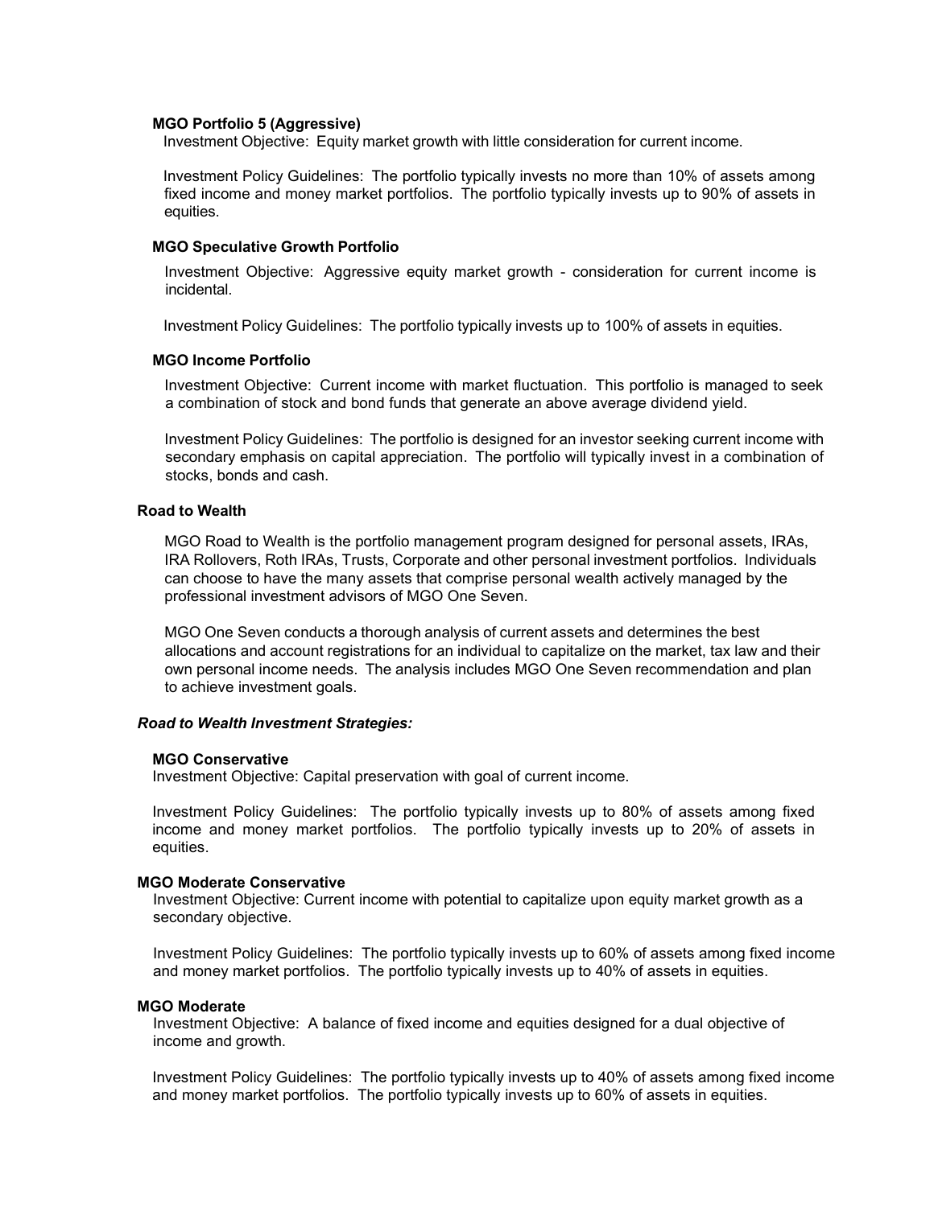**MGO Portfolio 5 (Aggressive)**

Investment Objective: Equity market growth with little consideration for current income.

Investment Policy Guidelines: The portfolio typically invests no more than 10% of assets among fixed income and money market portfolios. The portfolio typically invests up to 90% of assets in equities.

**MGO Speculative Growth Portfolio**

Investment Objective: Aggressive equity market growth - consideration for current income is incidental.

Investment Policy Guidelines: The portfolio typically invests up to 100% of assets in equities.

**MGO Income Portfolio**

Investment Objective: Current income with market fluctuation. This portfolio is managed to seek a combination of stock and bond funds that generate an above average dividend yield.

Investment Policy Guidelines: The portfolio is designed for an investor seeking current income with secondary emphasis on capital appreciation. The portfolio will typically invest in a combination of stocks, bonds and cash.

**Road to Wealth**

MGO Road to Wealth is the portfolio management program designed for personal assets, IRAs, IRA Rollovers, Roth IRAs, Trusts, Corporate and other personal investment portfolios. Individuals can choose to have the many assets that comprise personal wealth actively managed by the professional investment advisors of MGO One Seven.

MGO One Seven conducts a thorough analysis of current assets and determines the best allocations and account registrations for an individual to capitalize on the market, tax law and their own personal income needs. The analysis includes MGO One Seven recommendation and plan to achieve investment goals.

***Road to Wealth Investment Strategies:***

**MGO Conservative**

Investment Objective: Capital preservation with goal of current income.

Investment Policy Guidelines: The portfolio typically invests up to 80% of assets among fixed income and money market portfolios. The portfolio typically invests up to 20% of assets in equities.

**MGO Moderate Conservative**

Investment Objective: Current income with potential to capitalize upon equity market growth as a secondary objective.

Investment Policy Guidelines: The portfolio typically invests up to 60% of assets among fixed income and money market portfolios. The portfolio typically invests up to 40% of assets in equities.

**MGO Moderate**

Investment Objective: A balance of fixed income and equities designed for a dual objective of income and growth.

Investment Policy Guidelines: The portfolio typically invests up to 40% of assets among fixed income and money market portfolios. The portfolio typically invests up to 60% of assets in equities.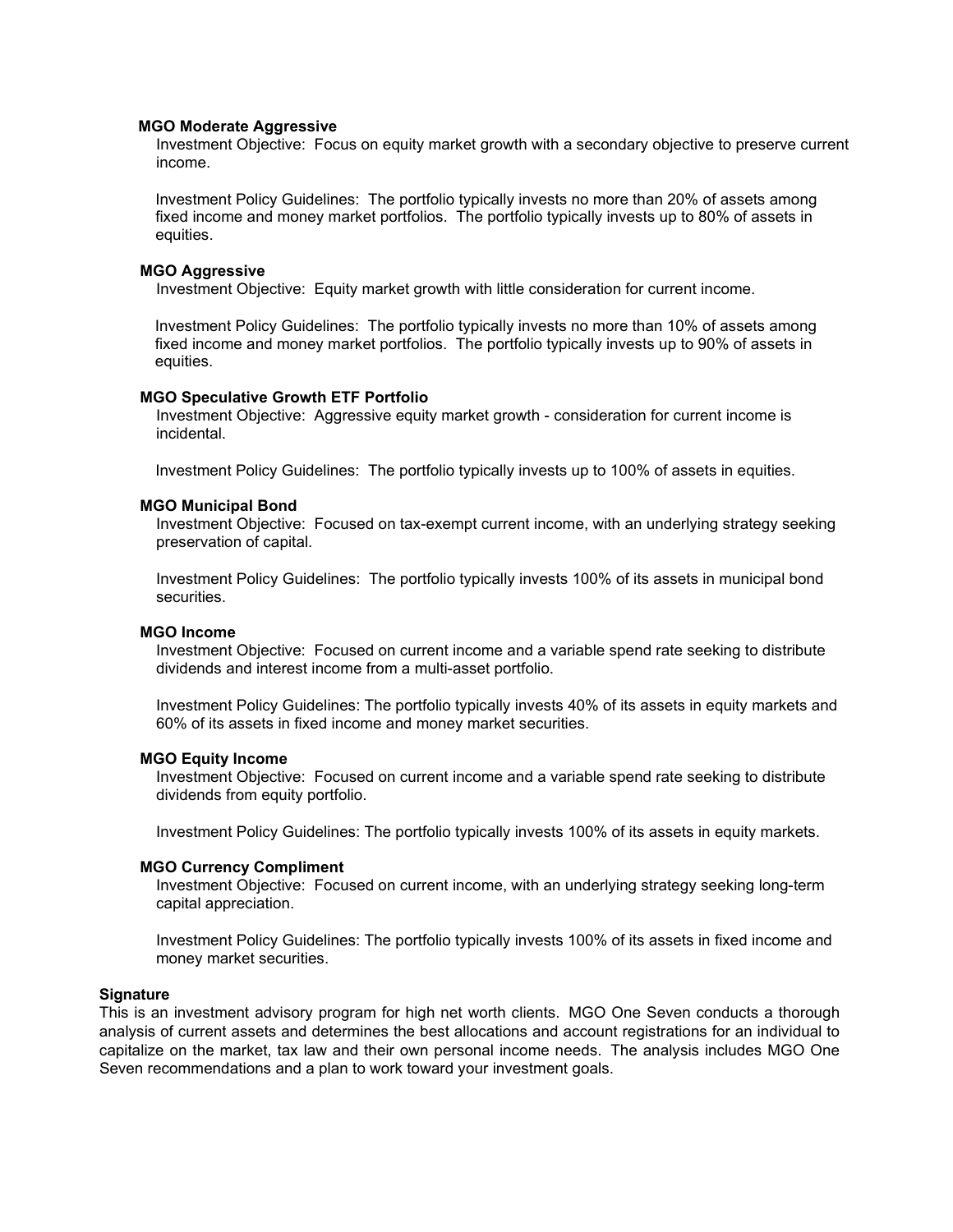**MGO Moderate Aggressive**

Investment Objective: Focus on equity market growth with a secondary objective to preserve current income.

Investment Policy Guidelines: The portfolio typically invests no more than 20% of assets among fixed income and money market portfolios. The portfolio typically invests up to 80% of assets in equities.

**MGO Aggressive**

Investment Objective: Equity market growth with little consideration for current income.

Investment Policy Guidelines: The portfolio typically invests no more than 10% of assets among fixed income and money market portfolios. The portfolio typically invests up to 90% of assets in equities.

**MGO Speculative Growth ETF Portfolio**

Investment Objective: Aggressive equity market growth - consideration for current income is incidental.

Investment Policy Guidelines: The portfolio typically invests up to 100% of assets in equities.

**MGO Municipal Bond**

Investment Objective: Focused on tax-exempt current income, with an underlying strategy seeking preservation of capital.

Investment Policy Guidelines: The portfolio typically invests 100% of its assets in municipal bond securities.

**MGO Income**

Investment Objective: Focused on current income and a variable spend rate seeking to distribute dividends and interest income from a multi-asset portfolio.

Investment Policy Guidelines: The portfolio typically invests 40% of its assets in equity markets and 60% of its assets in fixed income and money market securities.

**MGO Equity Income**

Investment Objective: Focused on current income and a variable spend rate seeking to distribute dividends from equity portfolio.

Investment Policy Guidelines: The portfolio typically invests 100% of its assets in equity markets.

**MGO Currency Compliment**

Investment Objective: Focused on current income, with an underlying strategy seeking long-term capital appreciation.

Investment Policy Guidelines: The portfolio typically invests 100% of its assets in fixed income and money market securities.

**Signature**

This is an investment advisory program for high net worth clients. MGO One Seven conducts a thorough analysis of current assets and determines the best allocations and account registrations for an individual to capitalize on the market, tax law and their own personal income needs. The analysis includes MGO One Seven recommendations and a plan to work toward your investment goals.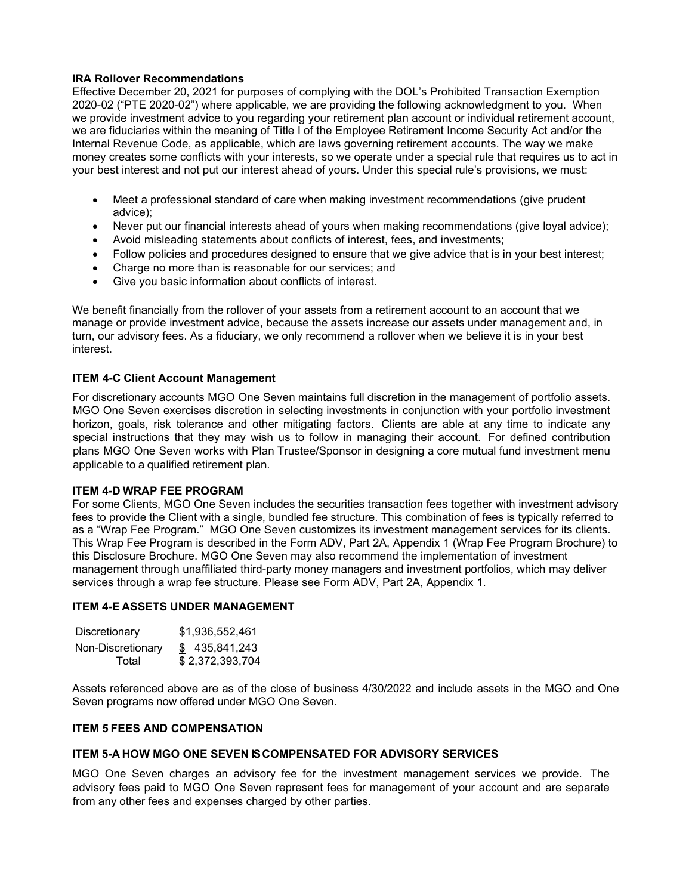**IRA Rollover Recommendations**

Effective December 20, 2021 for purposes of complying with the DOL's Prohibited Transaction Exemption 2020-02 ("PTE 2020-02") where applicable, we are providing the following acknowledgment to you. When we provide investment advice to you regarding your retirement plan account or individual retirement account, we are fiduciaries within the meaning of Title I of the Employee Retirement Income Security Act and/or the Internal Revenue Code, as applicable, which are laws governing retirement accounts. The way we make money creates some conflicts with your interests, so we operate under a special rule that requires us to act in your best interest and not put our interest ahead of yours. Under this special rule's provisions, we must:

- Meet a professional standard of care when making investment recommendations (give prudent advice);
- Never put our financial interests ahead of yours when making recommendations (give loyal advice);
- Avoid misleading statements about conflicts of interest, fees, and investments;
- Follow policies and procedures designed to ensure that we give advice that is in your best interest;
- Charge no more than is reasonable for our services; and
- Give you basic information about conflicts of interest.

We benefit financially from the rollover of your assets from a retirement account to an account that we manage or provide investment advice, because the assets increase our assets under management and, in turn, our advisory fees. As a fiduciary, we only recommend a rollover when we believe it is in your best interest.

**ITEM 4-C Client Account Management**

For discretionary accounts MGO One Seven maintains full discretion in the management of portfolio assets. MGO One Seven exercises discretion in selecting investments in conjunction with your portfolio investment horizon, goals, risk tolerance and other mitigating factors. Clients are able at any time to indicate any special instructions that they may wish us to follow in managing their account. For defined contribution plans MGO One Seven works with Plan Trustee/Sponsor in designing a core mutual fund investment menu applicable to a qualified retirement plan.

**ITEM 4-D WRAP FEE PROGRAM**

For some Clients, MGO One Seven includes the securities transaction fees together with investment advisory fees to provide the Client with a single, bundled fee structure. This combination of fees is typically referred to as a "Wrap Fee Program." MGO One Seven customizes its investment management services for its clients. This Wrap Fee Program is described in the Form ADV, Part 2A, Appendix 1 (Wrap Fee Program Brochure) to this Disclosure Brochure. MGO One Seven may also recommend the implementation of investment management through unaffiliated third-party money managers and investment portfolios, which may deliver services through a wrap fee structure. Please see Form ADV, Part 2A, Appendix 1.

**ITEM 4-E ASSETS UNDER MANAGEMENT**

| | |
|---|---|
| Discretionary | $1,936,552,461 |
| Non-Discretionary | $ 435,841,243 |
| Total | $ 2,372,393,704 |

Assets referenced above are as of the close of business 4/30/2022 and include assets in the MGO and One Seven programs now offered under MGO One Seven.

**ITEM 5 FEES AND COMPENSATION**

**ITEM 5-A HOW MGO ONE SEVEN IS COMPENSATED FOR ADVISORY SERVICES**

MGO One Seven charges an advisory fee for the investment management services we provide. The advisory fees paid to MGO One Seven represent fees for management of your account and are separate from any other fees and expenses charged by other parties.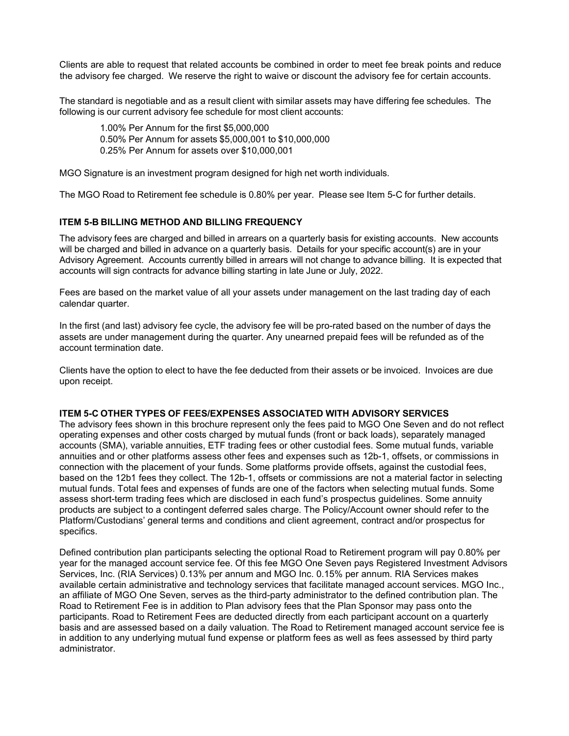Clients are able to request that related accounts be combined in order to meet fee break points and reduce the advisory fee charged. We reserve the right to waive or discount the advisory fee for certain accounts.

The standard is negotiable and as a result client with similar assets may have differing fee schedules. The following is our current advisory fee schedule for most client accounts:

1.00% Per Annum for the first $5,000,000
0.50% Per Annum for assets $5,000,001 to $10,000,000
0.25% Per Annum for assets over $10,000,001

MGO Signature is an investment program designed for high net worth individuals.

The MGO Road to Retirement fee schedule is 0.80% per year. Please see Item 5-C for further details.

### ITEM 5-B BILLING METHOD AND BILLING FREQUENCY

The advisory fees are charged and billed in arrears on a quarterly basis for existing accounts. New accounts will be charged and billed in advance on a quarterly basis. Details for your specific account(s) are in your Advisory Agreement. Accounts currently billed in arrears will not change to advance billing. It is expected that accounts will sign contracts for advance billing starting in late June or July, 2022.

Fees are based on the market value of all your assets under management on the last trading day of each calendar quarter.

In the first (and last) advisory fee cycle, the advisory fee will be pro-rated based on the number of days the assets are under management during the quarter. Any unearned prepaid fees will be refunded as of the account termination date.

Clients have the option to elect to have the fee deducted from their assets or be invoiced. Invoices are due upon receipt.

### ITEM 5-C OTHER TYPES OF FEES/EXPENSES ASSOCIATED WITH ADVISORY SERVICES

The advisory fees shown in this brochure represent only the fees paid to MGO One Seven and do not reflect operating expenses and other costs charged by mutual funds (front or back loads), separately managed accounts (SMA), variable annuities, ETF trading fees or other custodial fees. Some mutual funds, variable annuities and or other platforms assess other fees and expenses such as 12b-1, offsets, or commissions in connection with the placement of your funds. Some platforms provide offsets, against the custodial fees, based on the 12b1 fees they collect. The 12b-1, offsets or commissions are not a material factor in selecting mutual funds. Total fees and expenses of funds are one of the factors when selecting mutual funds. Some assess short-term trading fees which are disclosed in each fund's prospectus guidelines. Some annuity products are subject to a contingent deferred sales charge. The Policy/Account owner should refer to the Platform/Custodians' general terms and conditions and client agreement, contract and/or prospectus for specifics.

Defined contribution plan participants selecting the optional Road to Retirement program will pay 0.80% per year for the managed account service fee. Of this fee MGO One Seven pays Registered Investment Advisors Services, Inc. (RIA Services) 0.13% per annum and MGO Inc. 0.15% per annum. RIA Services makes available certain administrative and technology services that facilitate managed account services. MGO Inc., an affiliate of MGO One Seven, serves as the third-party administrator to the defined contribution plan. The Road to Retirement Fee is in addition to Plan advisory fees that the Plan Sponsor may pass onto the participants. Road to Retirement Fees are deducted directly from each participant account on a quarterly basis and are assessed based on a daily valuation. The Road to Retirement managed account service fee is in addition to any underlying mutual fund expense or platform fees as well as fees assessed by third party administrator.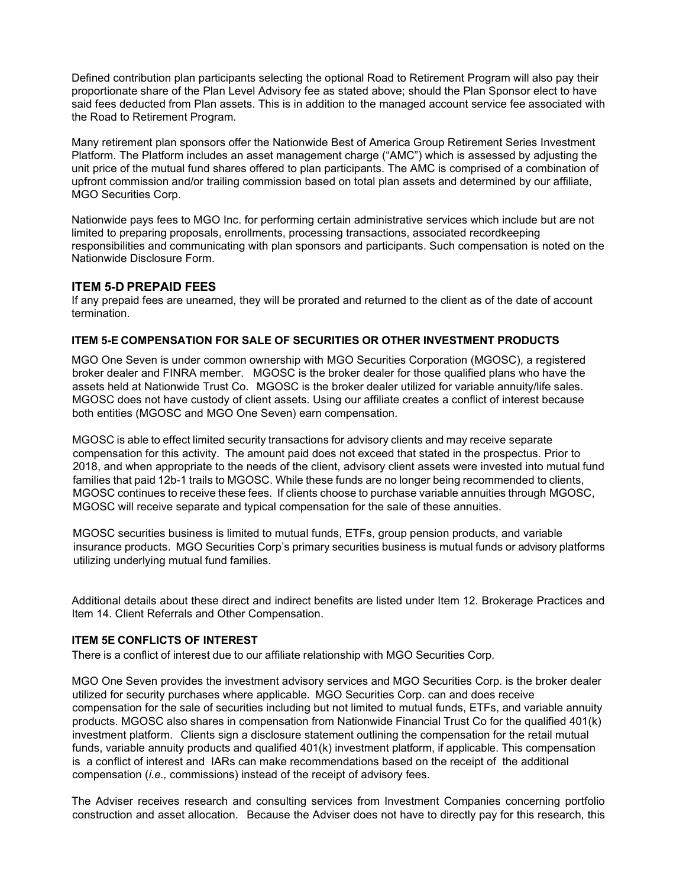Defined contribution plan participants selecting the optional Road to Retirement Program will also pay their proportionate share of the Plan Level Advisory fee as stated above; should the Plan Sponsor elect to have said fees deducted from Plan assets. This is in addition to the managed account service fee associated with the Road to Retirement Program.

Many retirement plan sponsors offer the Nationwide Best of America Group Retirement Series Investment Platform. The Platform includes an asset management charge ("AMC") which is assessed by adjusting the unit price of the mutual fund shares offered to plan participants. The AMC is comprised of a combination of upfront commission and/or trailing commission based on total plan assets and determined by our affiliate, MGO Securities Corp.

Nationwide pays fees to MGO Inc. for performing certain administrative services which include but are not limited to preparing proposals, enrollments, processing transactions, associated recordkeeping responsibilities and communicating with plan sponsors and participants. Such compensation is noted on the Nationwide Disclosure Form.

## ITEM 5-D PREPAID FEES

If any prepaid fees are unearned, they will be prorated and returned to the client as of the date of account termination.

### ITEM 5-E COMPENSATION FOR SALE OF SECURITIES OR OTHER INVESTMENT PRODUCTS

MGO One Seven is under common ownership with MGO Securities Corporation (MGOSC), a registered broker dealer and FINRA member. MGOSC is the broker dealer for those qualified plans who have the assets held at Nationwide Trust Co. MGOSC is the broker dealer utilized for variable annuity/life sales. MGOSC does not have custody of client assets. Using our affiliate creates a conflict of interest because both entities (MGOSC and MGO One Seven) earn compensation.

MGOSC is able to effect limited security transactions for advisory clients and may receive separate compensation for this activity. The amount paid does not exceed that stated in the prospectus. Prior to 2018, and when appropriate to the needs of the client, advisory client assets were invested into mutual fund families that paid 12b-1 trails to MGOSC. While these funds are no longer being recommended to clients, MGOSC continues to receive these fees. If clients choose to purchase variable annuities through MGOSC, MGOSC will receive separate and typical compensation for the sale of these annuities.

MGOSC securities business is limited to mutual funds, ETFs, group pension products, and variable insurance products. MGO Securities Corp's primary securities business is mutual funds or advisory platforms utilizing underlying mutual fund families.

Additional details about these direct and indirect benefits are listed under Item 12. Brokerage Practices and Item 14. Client Referrals and Other Compensation.

### ITEM 5E CONFLICTS OF INTEREST

There is a conflict of interest due to our affiliate relationship with MGO Securities Corp.

MGO One Seven provides the investment advisory services and MGO Securities Corp. is the broker dealer utilized for security purchases where applicable. MGO Securities Corp. can and does receive compensation for the sale of securities including but not limited to mutual funds, ETFs, and variable annuity products. MGOSC also shares in compensation from Nationwide Financial Trust Co for the qualified 401(k) investment platform. Clients sign a disclosure statement outlining the compensation for the retail mutual funds, variable annuity products and qualified 401(k) investment platform, if applicable. This compensation is a conflict of interest and IARs can make recommendations based on the receipt of the additional compensation (*i.e.,* commissions) instead of the receipt of advisory fees.

The Adviser receives research and consulting services from Investment Companies concerning portfolio construction and asset allocation. Because the Adviser does not have to directly pay for this research, this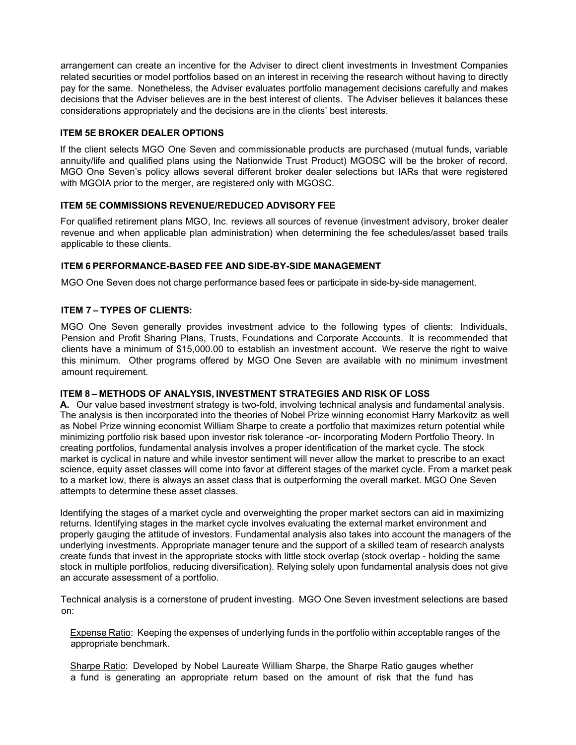arrangement can create an incentive for the Adviser to direct client investments in Investment Companies related securities or model portfolios based on an interest in receiving the research without having to directly pay for the same. Nonetheless, the Adviser evaluates portfolio management decisions carefully and makes decisions that the Adviser believes are in the best interest of clients. The Adviser believes it balances these considerations appropriately and the decisions are in the clients' best interests.

### ITEM 5E BROKER DEALER OPTIONS

If the client selects MGO One Seven and commissionable products are purchased (mutual funds, variable annuity/life and qualified plans using the Nationwide Trust Product) MGOSC will be the broker of record. MGO One Seven's policy allows several different broker dealer selections but IARs that were registered with MGOIA prior to the merger, are registered only with MGOSC.

### ITEM 5E COMMISSIONS REVENUE/REDUCED ADVISORY FEE

For qualified retirement plans MGO, Inc. reviews all sources of revenue (investment advisory, broker dealer revenue and when applicable plan administration) when determining the fee schedules/asset based trails applicable to these clients.

### ITEM 6 PERFORMANCE-BASED FEE AND SIDE-BY-SIDE MANAGEMENT

MGO One Seven does not charge performance based fees or participate in side-by-side management.

### ITEM 7 – TYPES OF CLIENTS:

MGO One Seven generally provides investment advice to the following types of clients: Individuals, Pension and Profit Sharing Plans, Trusts, Foundations and Corporate Accounts. It is recommended that clients have a minimum of $15,000.00 to establish an investment account. We reserve the right to waive this minimum. Other programs offered by MGO One Seven are available with no minimum investment amount requirement.

### ITEM 8 – METHODS OF ANALYSIS, INVESTMENT STRATEGIES AND RISK OF LOSS

**A.** Our value based investment strategy is two-fold, involving technical analysis and fundamental analysis. The analysis is then incorporated into the theories of Nobel Prize winning economist Harry Markovitz as well as Nobel Prize winning economist William Sharpe to create a portfolio that maximizes return potential while minimizing portfolio risk based upon investor risk tolerance -or- incorporating Modern Portfolio Theory. In creating portfolios, fundamental analysis involves a proper identification of the market cycle. The stock market is cyclical in nature and while investor sentiment will never allow the market to prescribe to an exact science, equity asset classes will come into favor at different stages of the market cycle. From a market peak to a market low, there is always an asset class that is outperforming the overall market. MGO One Seven attempts to determine these asset classes.

Identifying the stages of a market cycle and overweighting the proper market sectors can aid in maximizing returns. Identifying stages in the market cycle involves evaluating the external market environment and properly gauging the attitude of investors. Fundamental analysis also takes into account the managers of the underlying investments. Appropriate manager tenure and the support of a skilled team of research analysts create funds that invest in the appropriate stocks with little stock overlap (stock overlap - holding the same stock in multiple portfolios, reducing diversification). Relying solely upon fundamental analysis does not give an accurate assessment of a portfolio.

Technical analysis is a cornerstone of prudent investing. MGO One Seven investment selections are based on:

Expense Ratio: Keeping the expenses of underlying funds in the portfolio within acceptable ranges of the appropriate benchmark.

Sharpe Ratio: Developed by Nobel Laureate William Sharpe, the Sharpe Ratio gauges whether a fund is generating an appropriate return based on the amount of risk that the fund has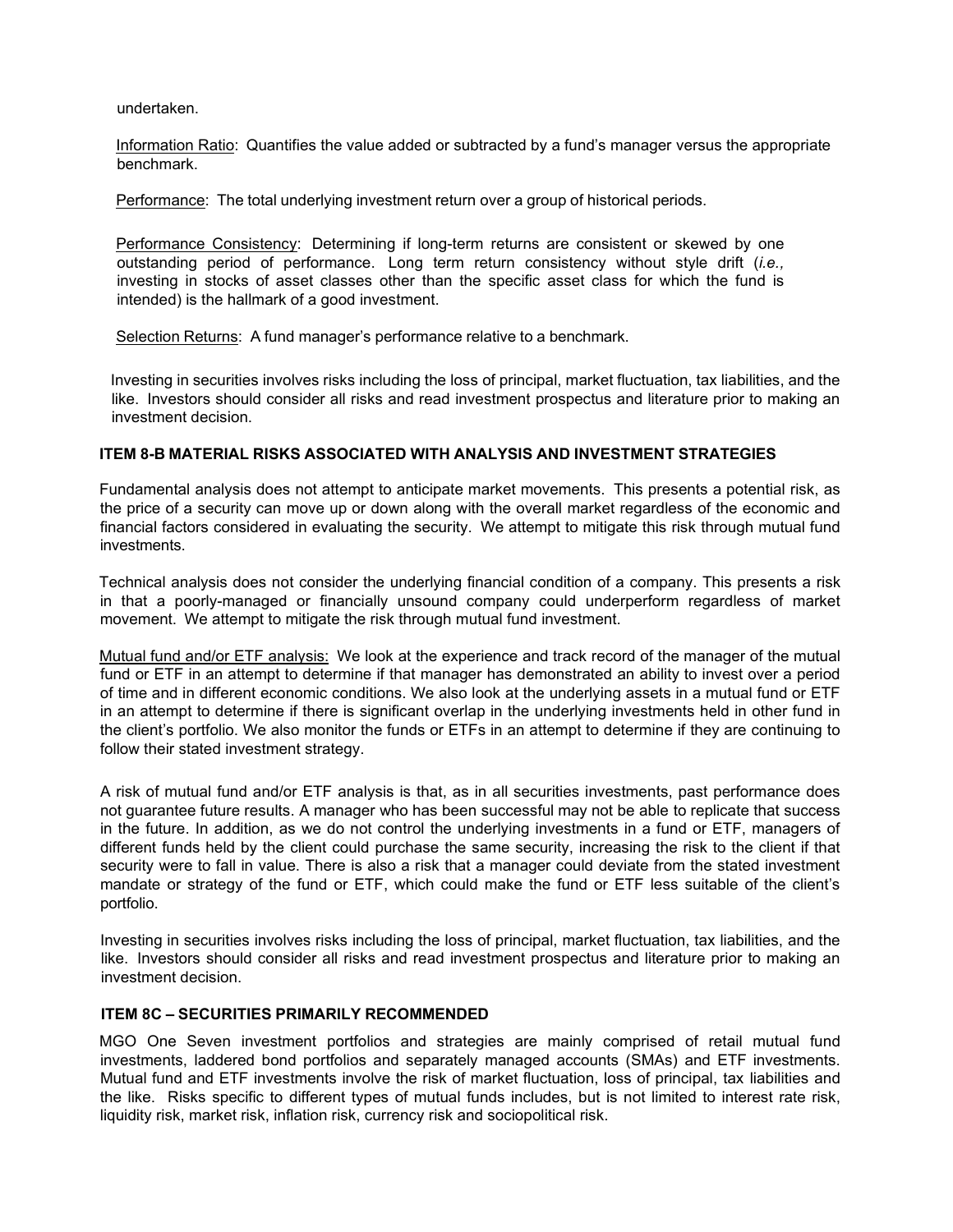undertaken.

Information Ratio: Quantifies the value added or subtracted by a fund's manager versus the appropriate benchmark.

Performance: The total underlying investment return over a group of historical periods.

Performance Consistency: Determining if long-term returns are consistent or skewed by one outstanding period of performance. Long term return consistency without style drift (*i.e.,* investing in stocks of asset classes other than the specific asset class for which the fund is intended) is the hallmark of a good investment.

Selection Returns: A fund manager's performance relative to a benchmark.

Investing in securities involves risks including the loss of principal, market fluctuation, tax liabilities, and the like. Investors should consider all risks and read investment prospectus and literature prior to making an investment decision.

### ITEM 8-B MATERIAL RISKS ASSOCIATED WITH ANALYSIS AND INVESTMENT STRATEGIES

Fundamental analysis does not attempt to anticipate market movements. This presents a potential risk, as the price of a security can move up or down along with the overall market regardless of the economic and financial factors considered in evaluating the security. We attempt to mitigate this risk through mutual fund investments.

Technical analysis does not consider the underlying financial condition of a company. This presents a risk in that a poorly-managed or financially unsound company could underperform regardless of market movement. We attempt to mitigate the risk through mutual fund investment.

Mutual fund and/or ETF analysis: We look at the experience and track record of the manager of the mutual fund or ETF in an attempt to determine if that manager has demonstrated an ability to invest over a period of time and in different economic conditions. We also look at the underlying assets in a mutual fund or ETF in an attempt to determine if there is significant overlap in the underlying investments held in other fund in the client's portfolio. We also monitor the funds or ETFs in an attempt to determine if they are continuing to follow their stated investment strategy.

A risk of mutual fund and/or ETF analysis is that, as in all securities investments, past performance does not guarantee future results. A manager who has been successful may not be able to replicate that success in the future. In addition, as we do not control the underlying investments in a fund or ETF, managers of different funds held by the client could purchase the same security, increasing the risk to the client if that security were to fall in value. There is also a risk that a manager could deviate from the stated investment mandate or strategy of the fund or ETF, which could make the fund or ETF less suitable of the client's portfolio.

Investing in securities involves risks including the loss of principal, market fluctuation, tax liabilities, and the like. Investors should consider all risks and read investment prospectus and literature prior to making an investment decision.

### ITEM 8C – SECURITIES PRIMARILY RECOMMENDED

MGO One Seven investment portfolios and strategies are mainly comprised of retail mutual fund investments, laddered bond portfolios and separately managed accounts (SMAs) and ETF investments. Mutual fund and ETF investments involve the risk of market fluctuation, loss of principal, tax liabilities and the like. Risks specific to different types of mutual funds includes, but is not limited to interest rate risk, liquidity risk, market risk, inflation risk, currency risk and sociopolitical risk.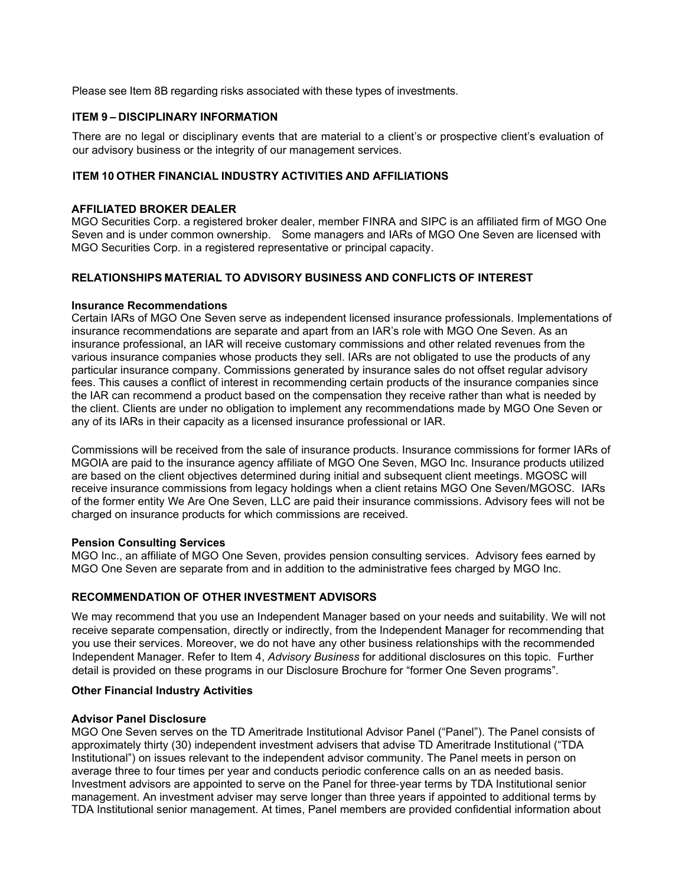Please see Item 8B regarding risks associated with these types of investments.

## ITEM 9 – DISCIPLINARY INFORMATION

There are no legal or disciplinary events that are material to a client's or prospective client's evaluation of our advisory business or the integrity of our management services.

## ITEM 10 OTHER FINANCIAL INDUSTRY ACTIVITIES AND AFFILIATIONS

### AFFILIATED BROKER DEALER

MGO Securities Corp. a registered broker dealer, member FINRA and SIPC is an affiliated firm of MGO One Seven and is under common ownership. Some managers and IARs of MGO One Seven are licensed with MGO Securities Corp. in a registered representative or principal capacity.

### RELATIONSHIPS MATERIAL TO ADVISORY BUSINESS AND CONFLICTS OF INTEREST

#### Insurance Recommendations

Certain IARs of MGO One Seven serve as independent licensed insurance professionals. Implementations of insurance recommendations are separate and apart from an IAR's role with MGO One Seven. As an insurance professional, an IAR will receive customary commissions and other related revenues from the various insurance companies whose products they sell. IARs are not obligated to use the products of any particular insurance company. Commissions generated by insurance sales do not offset regular advisory fees. This causes a conflict of interest in recommending certain products of the insurance companies since the IAR can recommend a product based on the compensation they receive rather than what is needed by the client. Clients are under no obligation to implement any recommendations made by MGO One Seven or any of its IARs in their capacity as a licensed insurance professional or IAR.

Commissions will be received from the sale of insurance products. Insurance commissions for former IARs of MGOIA are paid to the insurance agency affiliate of MGO One Seven, MGO Inc. Insurance products utilized are based on the client objectives determined during initial and subsequent client meetings. MGOSC will receive insurance commissions from legacy holdings when a client retains MGO One Seven/MGOSC. IARs of the former entity We Are One Seven, LLC are paid their insurance commissions. Advisory fees will not be charged on insurance products for which commissions are received.

#### Pension Consulting Services

MGO Inc., an affiliate of MGO One Seven, provides pension consulting services. Advisory fees earned by MGO One Seven are separate from and in addition to the administrative fees charged by MGO Inc.

### RECOMMENDATION OF OTHER INVESTMENT ADVISORS

We may recommend that you use an Independent Manager based on your needs and suitability. We will not receive separate compensation, directly or indirectly, from the Independent Manager for recommending that you use their services. Moreover, we do not have any other business relationships with the recommended Independent Manager. Refer to Item 4, *Advisory Business* for additional disclosures on this topic. Further detail is provided on these programs in our Disclosure Brochure for "former One Seven programs".

#### Other Financial Industry Activities

#### Advisor Panel Disclosure

MGO One Seven serves on the TD Ameritrade Institutional Advisor Panel ("Panel"). The Panel consists of approximately thirty (30) independent investment advisers that advise TD Ameritrade Institutional ("TDA Institutional") on issues relevant to the independent advisor community. The Panel meets in person on average three to four times per year and conducts periodic conference calls on an as needed basis. Investment advisors are appointed to serve on the Panel for three-year terms by TDA Institutional senior management. An investment adviser may serve longer than three years if appointed to additional terms by TDA Institutional senior management. At times, Panel members are provided confidential information about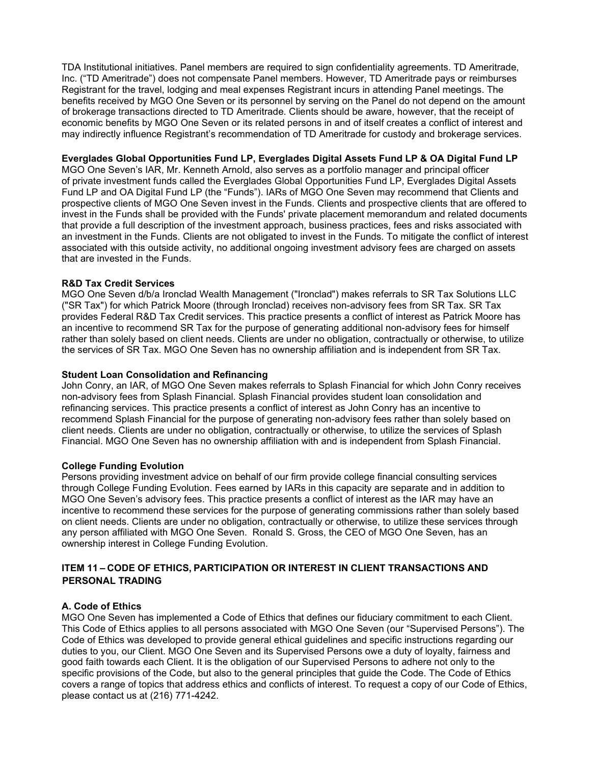TDA Institutional initiatives. Panel members are required to sign confidentiality agreements. TD Ameritrade, Inc. ("TD Ameritrade") does not compensate Panel members. However, TD Ameritrade pays or reimburses Registrant for the travel, lodging and meal expenses Registrant incurs in attending Panel meetings. The benefits received by MGO One Seven or its personnel by serving on the Panel do not depend on the amount of brokerage transactions directed to TD Ameritrade. Clients should be aware, however, that the receipt of economic benefits by MGO One Seven or its related persons in and of itself creates a conflict of interest and may indirectly influence Registrant's recommendation of TD Ameritrade for custody and brokerage services.

**Everglades Global Opportunities Fund LP, Everglades Digital Assets Fund LP & OA Digital Fund LP**

MGO One Seven's IAR, Mr. Kenneth Arnold, also serves as a portfolio manager and principal officer of private investment funds called the Everglades Global Opportunities Fund LP, Everglades Digital Assets Fund LP and OA Digital Fund LP (the "Funds"). IARs of MGO One Seven may recommend that Clients and prospective clients of MGO One Seven invest in the Funds. Clients and prospective clients that are offered to invest in the Funds shall be provided with the Funds' private placement memorandum and related documents that provide a full description of the investment approach, business practices, fees and risks associated with an investment in the Funds. Clients are not obligated to invest in the Funds. To mitigate the conflict of interest associated with this outside activity, no additional ongoing investment advisory fees are charged on assets that are invested in the Funds.

**R&D Tax Credit Services**

MGO One Seven d/b/a Ironclad Wealth Management ("Ironclad") makes referrals to SR Tax Solutions LLC ("SR Tax") for which Patrick Moore (through Ironclad) receives non-advisory fees from SR Tax. SR Tax provides Federal R&D Tax Credit services. This practice presents a conflict of interest as Patrick Moore has an incentive to recommend SR Tax for the purpose of generating additional non-advisory fees for himself rather than solely based on client needs. Clients are under no obligation, contractually or otherwise, to utilize the services of SR Tax. MGO One Seven has no ownership affiliation and is independent from SR Tax.

**Student Loan Consolidation and Refinancing**

John Conry, an IAR, of MGO One Seven makes referrals to Splash Financial for which John Conry receives non-advisory fees from Splash Financial. Splash Financial provides student loan consolidation and refinancing services. This practice presents a conflict of interest as John Conry has an incentive to recommend Splash Financial for the purpose of generating non-advisory fees rather than solely based on client needs. Clients are under no obligation, contractually or otherwise, to utilize the services of Splash Financial. MGO One Seven has no ownership affiliation with and is independent from Splash Financial.

**College Funding Evolution**

Persons providing investment advice on behalf of our firm provide college financial consulting services through College Funding Evolution. Fees earned by IARs in this capacity are separate and in addition to MGO One Seven's advisory fees. This practice presents a conflict of interest as the IAR may have an incentive to recommend these services for the purpose of generating commissions rather than solely based on client needs. Clients are under no obligation, contractually or otherwise, to utilize these services through any person affiliated with MGO One Seven. Ronald S. Gross, the CEO of MGO One Seven, has an ownership interest in College Funding Evolution.

## ITEM 11 – CODE OF ETHICS, PARTICIPATION OR INTEREST IN CLIENT TRANSACTIONS AND PERSONAL TRADING

**A. Code of Ethics**

MGO One Seven has implemented a Code of Ethics that defines our fiduciary commitment to each Client. This Code of Ethics applies to all persons associated with MGO One Seven (our "Supervised Persons"). The Code of Ethics was developed to provide general ethical guidelines and specific instructions regarding our duties to you, our Client. MGO One Seven and its Supervised Persons owe a duty of loyalty, fairness and good faith towards each Client. It is the obligation of our Supervised Persons to adhere not only to the specific provisions of the Code, but also to the general principles that guide the Code. The Code of Ethics covers a range of topics that address ethics and conflicts of interest. To request a copy of our Code of Ethics, please contact us at (216) 771-4242.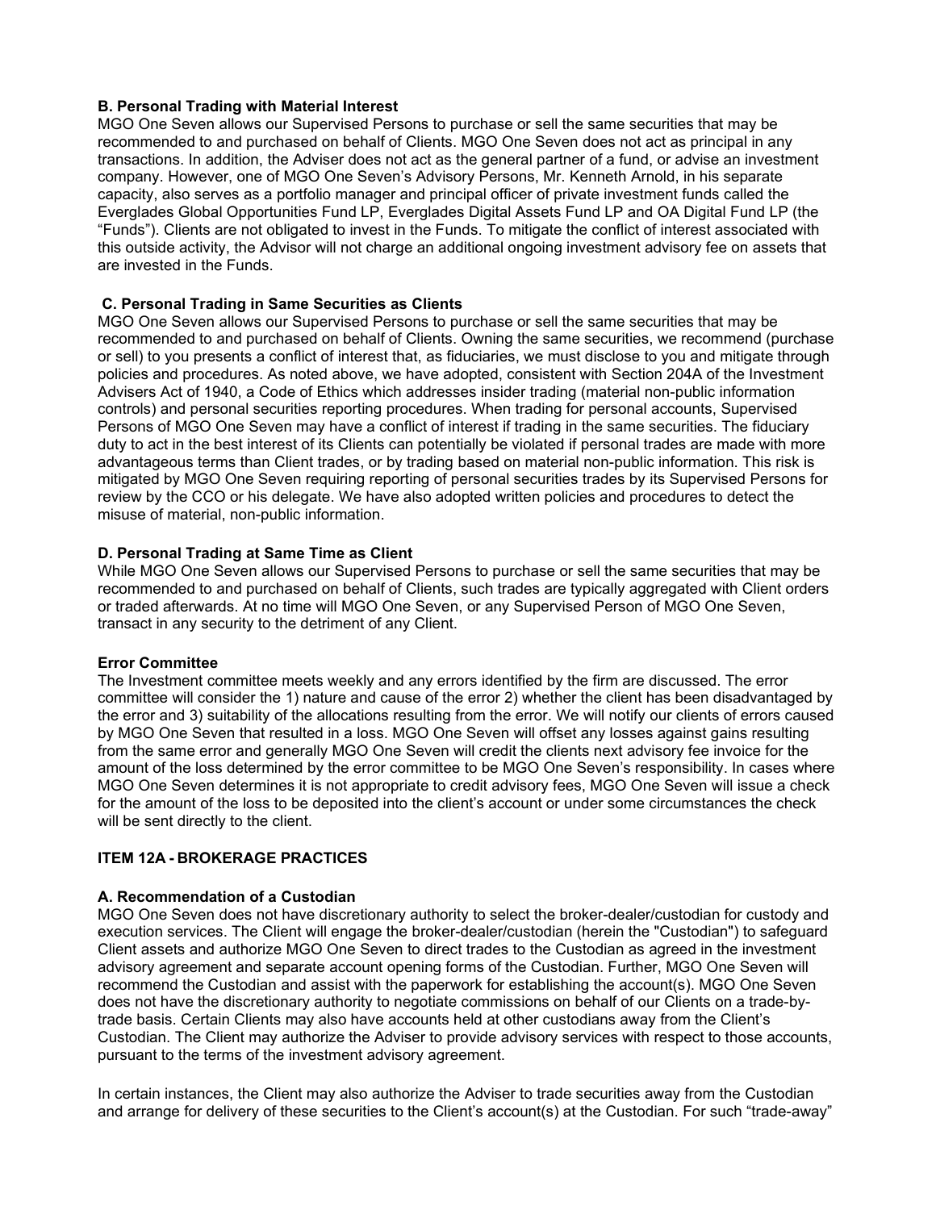**B. Personal Trading with Material Interest**

MGO One Seven allows our Supervised Persons to purchase or sell the same securities that may be recommended to and purchased on behalf of Clients. MGO One Seven does not act as principal in any transactions. In addition, the Adviser does not act as the general partner of a fund, or advise an investment company. However, one of MGO One Seven's Advisory Persons, Mr. Kenneth Arnold, in his separate capacity, also serves as a portfolio manager and principal officer of private investment funds called the Everglades Global Opportunities Fund LP, Everglades Digital Assets Fund LP and OA Digital Fund LP (the "Funds"). Clients are not obligated to invest in the Funds. To mitigate the conflict of interest associated with this outside activity, the Advisor will not charge an additional ongoing investment advisory fee on assets that are invested in the Funds.

**C. Personal Trading in Same Securities as Clients**

MGO One Seven allows our Supervised Persons to purchase or sell the same securities that may be recommended to and purchased on behalf of Clients. Owning the same securities, we recommend (purchase or sell) to you presents a conflict of interest that, as fiduciaries, we must disclose to you and mitigate through policies and procedures. As noted above, we have adopted, consistent with Section 204A of the Investment Advisers Act of 1940, a Code of Ethics which addresses insider trading (material non-public information controls) and personal securities reporting procedures. When trading for personal accounts, Supervised Persons of MGO One Seven may have a conflict of interest if trading in the same securities. The fiduciary duty to act in the best interest of its Clients can potentially be violated if personal trades are made with more advantageous terms than Client trades, or by trading based on material non-public information. This risk is mitigated by MGO One Seven requiring reporting of personal securities trades by its Supervised Persons for review by the CCO or his delegate. We have also adopted written policies and procedures to detect the misuse of material, non-public information.

**D. Personal Trading at Same Time as Client**

While MGO One Seven allows our Supervised Persons to purchase or sell the same securities that may be recommended to and purchased on behalf of Clients, such trades are typically aggregated with Client orders or traded afterwards. At no time will MGO One Seven, or any Supervised Person of MGO One Seven, transact in any security to the detriment of any Client.

**Error Committee**

The Investment committee meets weekly and any errors identified by the firm are discussed. The error committee will consider the 1) nature and cause of the error 2) whether the client has been disadvantaged by the error and 3) suitability of the allocations resulting from the error. We will notify our clients of errors caused by MGO One Seven that resulted in a loss. MGO One Seven will offset any losses against gains resulting from the same error and generally MGO One Seven will credit the clients next advisory fee invoice for the amount of the loss determined by the error committee to be MGO One Seven's responsibility. In cases where MGO One Seven determines it is not appropriate to credit advisory fees, MGO One Seven will issue a check for the amount of the loss to be deposited into the client's account or under some circumstances the check will be sent directly to the client.

## ITEM 12A - BROKERAGE PRACTICES

**A. Recommendation of a Custodian**

MGO One Seven does not have discretionary authority to select the broker-dealer/custodian for custody and execution services. The Client will engage the broker-dealer/custodian (herein the "Custodian") to safeguard Client assets and authorize MGO One Seven to direct trades to the Custodian as agreed in the investment advisory agreement and separate account opening forms of the Custodian. Further, MGO One Seven will recommend the Custodian and assist with the paperwork for establishing the account(s). MGO One Seven does not have the discretionary authority to negotiate commissions on behalf of our Clients on a trade-by-trade basis. Certain Clients may also have accounts held at other custodians away from the Client's Custodian. The Client may authorize the Adviser to provide advisory services with respect to those accounts, pursuant to the terms of the investment advisory agreement.

In certain instances, the Client may also authorize the Adviser to trade securities away from the Custodian and arrange for delivery of these securities to the Client's account(s) at the Custodian. For such "trade-away"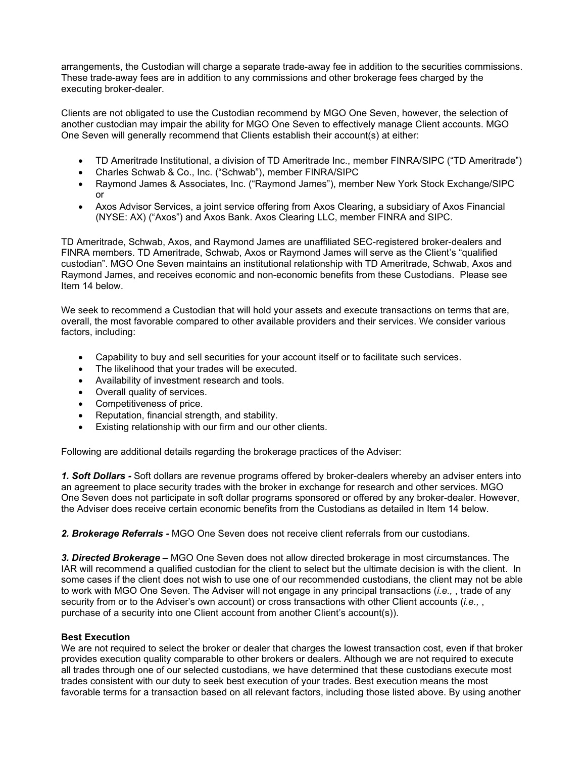arrangements, the Custodian will charge a separate trade-away fee in addition to the securities commissions. These trade-away fees are in addition to any commissions and other brokerage fees charged by the executing broker-dealer.

Clients are not obligated to use the Custodian recommend by MGO One Seven, however, the selection of another custodian may impair the ability for MGO One Seven to effectively manage Client accounts. MGO One Seven will generally recommend that Clients establish their account(s) at either:

- TD Ameritrade Institutional, a division of TD Ameritrade Inc., member FINRA/SIPC ("TD Ameritrade")
- Charles Schwab & Co., Inc. ("Schwab"), member FINRA/SIPC
- Raymond James & Associates, Inc. ("Raymond James"), member New York Stock Exchange/SIPC or
- Axos Advisor Services, a joint service offering from Axos Clearing, a subsidiary of Axos Financial (NYSE: AX) ("Axos") and Axos Bank. Axos Clearing LLC, member FINRA and SIPC.

TD Ameritrade, Schwab, Axos, and Raymond James are unaffiliated SEC-registered broker-dealers and FINRA members. TD Ameritrade, Schwab, Axos or Raymond James will serve as the Client's "qualified custodian". MGO One Seven maintains an institutional relationship with TD Ameritrade, Schwab, Axos and Raymond James, and receives economic and non-economic benefits from these Custodians. Please see Item 14 below.

We seek to recommend a Custodian that will hold your assets and execute transactions on terms that are, overall, the most favorable compared to other available providers and their services. We consider various factors, including:

- Capability to buy and sell securities for your account itself or to facilitate such services.
- The likelihood that your trades will be executed.
- Availability of investment research and tools.
- Overall quality of services.
- Competitiveness of price.
- Reputation, financial strength, and stability.
- Existing relationship with our firm and our other clients.

Following are additional details regarding the brokerage practices of the Adviser:

***1. Soft Dollars -*** Soft dollars are revenue programs offered by broker-dealers whereby an adviser enters into an agreement to place security trades with the broker in exchange for research and other services. MGO One Seven does not participate in soft dollar programs sponsored or offered by any broker-dealer. However, the Adviser does receive certain economic benefits from the Custodians as detailed in Item 14 below.

***2. Brokerage Referrals -*** MGO One Seven does not receive client referrals from our custodians.

***3. Directed Brokerage –*** MGO One Seven does not allow directed brokerage in most circumstances. The IAR will recommend a qualified custodian for the client to select but the ultimate decision is with the client. In some cases if the client does not wish to use one of our recommended custodians, the client may not be able to work with MGO One Seven. The Adviser will not engage in any principal transactions (*i.e.,* , trade of any security from or to the Adviser's own account) or cross transactions with other Client accounts (*i.e.,* , purchase of a security into one Client account from another Client's account(s)).

**Best Execution**

We are not required to select the broker or dealer that charges the lowest transaction cost, even if that broker provides execution quality comparable to other brokers or dealers. Although we are not required to execute all trades through one of our selected custodians, we have determined that these custodians execute most trades consistent with our duty to seek best execution of your trades. Best execution means the most favorable terms for a transaction based on all relevant factors, including those listed above. By using another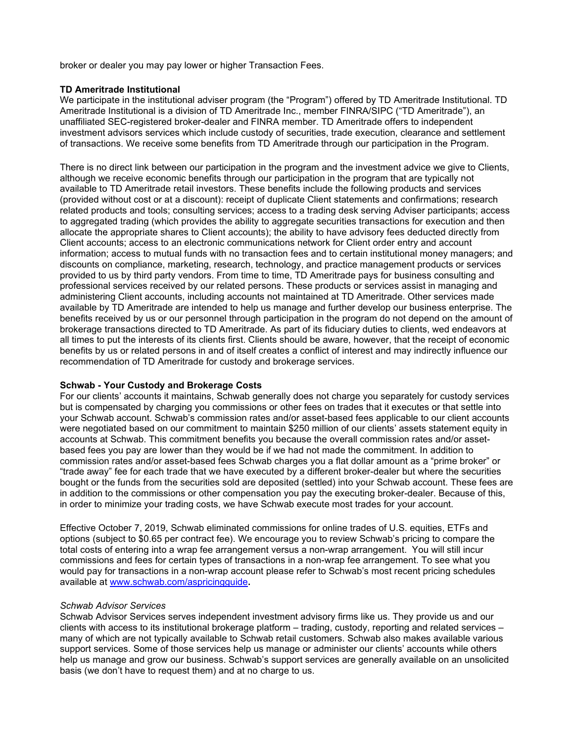broker or dealer you may pay lower or higher Transaction Fees.

**TD Ameritrade Institutional**

We participate in the institutional adviser program (the "Program") offered by TD Ameritrade Institutional. TD Ameritrade Institutional is a division of TD Ameritrade Inc., member FINRA/SIPC ("TD Ameritrade"), an unaffiliated SEC-registered broker-dealer and FINRA member. TD Ameritrade offers to independent investment advisors services which include custody of securities, trade execution, clearance and settlement of transactions. We receive some benefits from TD Ameritrade through our participation in the Program.

There is no direct link between our participation in the program and the investment advice we give to Clients, although we receive economic benefits through our participation in the program that are typically not available to TD Ameritrade retail investors. These benefits include the following products and services (provided without cost or at a discount): receipt of duplicate Client statements and confirmations; research related products and tools; consulting services; access to a trading desk serving Adviser participants; access to aggregated trading (which provides the ability to aggregate securities transactions for execution and then allocate the appropriate shares to Client accounts); the ability to have advisory fees deducted directly from Client accounts; access to an electronic communications network for Client order entry and account information; access to mutual funds with no transaction fees and to certain institutional money managers; and discounts on compliance, marketing, research, technology, and practice management products or services provided to us by third party vendors. From time to time, TD Ameritrade pays for business consulting and professional services received by our related persons. These products or services assist in managing and administering Client accounts, including accounts not maintained at TD Ameritrade. Other services made available by TD Ameritrade are intended to help us manage and further develop our business enterprise. The benefits received by us or our personnel through participation in the program do not depend on the amount of brokerage transactions directed to TD Ameritrade. As part of its fiduciary duties to clients, wed endeavors at all times to put the interests of its clients first. Clients should be aware, however, that the receipt of economic benefits by us or related persons in and of itself creates a conflict of interest and may indirectly influence our recommendation of TD Ameritrade for custody and brokerage services.

**Schwab - Your Custody and Brokerage Costs**

For our clients' accounts it maintains, Schwab generally does not charge you separately for custody services but is compensated by charging you commissions or other fees on trades that it executes or that settle into your Schwab account. Schwab's commission rates and/or asset-based fees applicable to our client accounts were negotiated based on our commitment to maintain $250 million of our clients' assets statement equity in accounts at Schwab. This commitment benefits you because the overall commission rates and/or asset-based fees you pay are lower than they would be if we had not made the commitment. In addition to commission rates and/or asset-based fees Schwab charges you a flat dollar amount as a "prime broker" or "trade away" fee for each trade that we have executed by a different broker-dealer but where the securities bought or the funds from the securities sold are deposited (settled) into your Schwab account. These fees are in addition to the commissions or other compensation you pay the executing broker-dealer. Because of this, in order to minimize your trading costs, we have Schwab execute most trades for your account.

Effective October 7, 2019, Schwab eliminated commissions for online trades of U.S. equities, ETFs and options (subject to $0.65 per contract fee). We encourage you to review Schwab's pricing to compare the total costs of entering into a wrap fee arrangement versus a non-wrap arrangement. You will still incur commissions and fees for certain types of transactions in a non-wrap fee arrangement. To see what you would pay for transactions in a non-wrap account please refer to Schwab's most recent pricing schedules available at [www.schwab.com/aspricingguide](http://www.schwab.com/aspricingguide)**.**

*Schwab Advisor Services*

Schwab Advisor Services serves independent investment advisory firms like us. They provide us and our clients with access to its institutional brokerage platform – trading, custody, reporting and related services – many of which are not typically available to Schwab retail customers. Schwab also makes available various support services. Some of those services help us manage or administer our clients' accounts while others help us manage and grow our business. Schwab's support services are generally available on an unsolicited basis (we don't have to request them) and at no charge to us.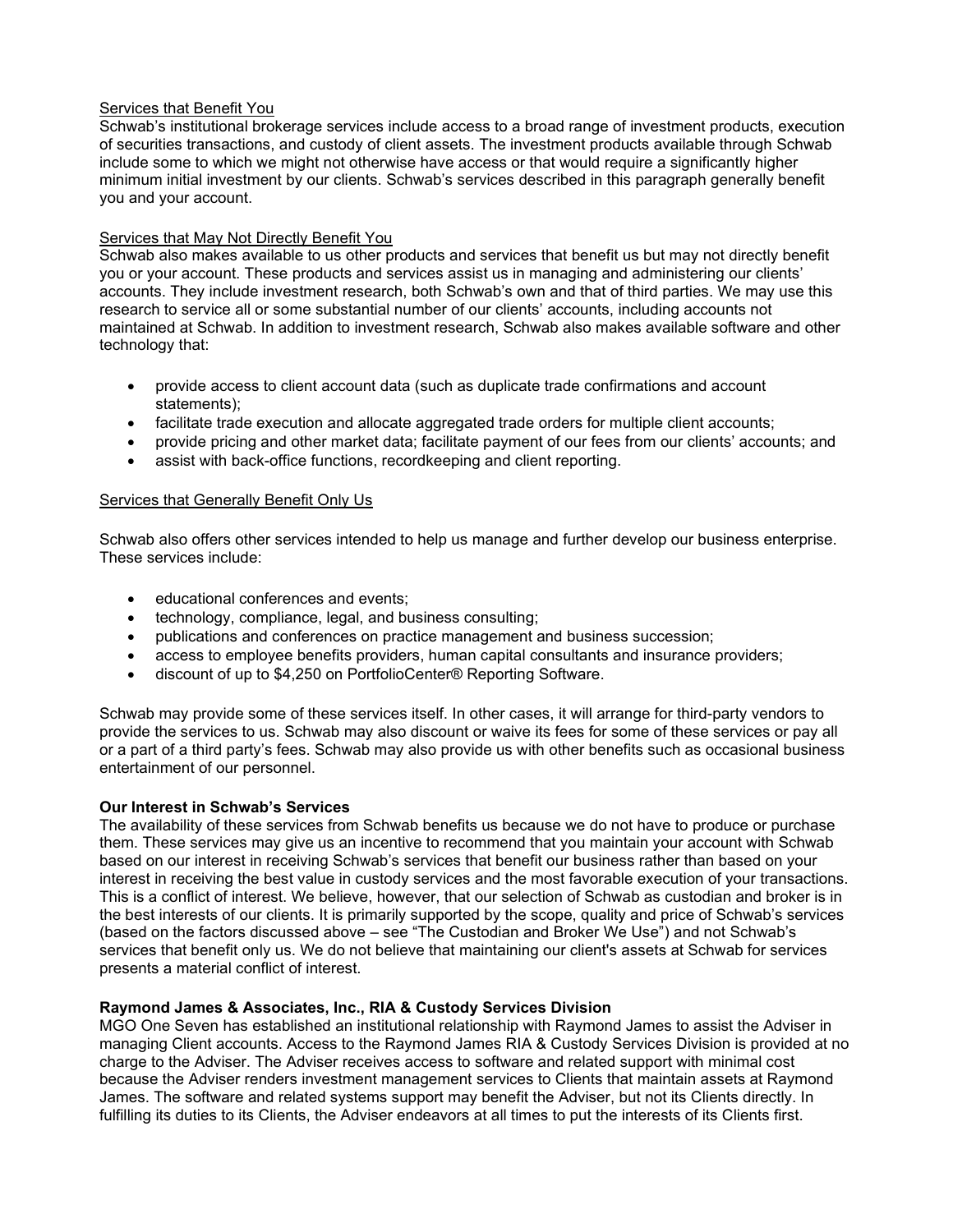Services that Benefit You

Schwab's institutional brokerage services include access to a broad range of investment products, execution of securities transactions, and custody of client assets. The investment products available through Schwab include some to which we might not otherwise have access or that would require a significantly higher minimum initial investment by our clients. Schwab's services described in this paragraph generally benefit you and your account.

Services that May Not Directly Benefit You

Schwab also makes available to us other products and services that benefit us but may not directly benefit you or your account. These products and services assist us in managing and administering our clients' accounts. They include investment research, both Schwab's own and that of third parties. We may use this research to service all or some substantial number of our clients' accounts, including accounts not maintained at Schwab. In addition to investment research, Schwab also makes available software and other technology that:

- provide access to client account data (such as duplicate trade confirmations and account statements);
- facilitate trade execution and allocate aggregated trade orders for multiple client accounts;
- provide pricing and other market data; facilitate payment of our fees from our clients' accounts; and
- assist with back-office functions, recordkeeping and client reporting.

Services that Generally Benefit Only Us

Schwab also offers other services intended to help us manage and further develop our business enterprise. These services include:

- educational conferences and events;
- technology, compliance, legal, and business consulting;
- publications and conferences on practice management and business succession;
- access to employee benefits providers, human capital consultants and insurance providers;
- discount of up to $4,250 on PortfolioCenter® Reporting Software.

Schwab may provide some of these services itself. In other cases, it will arrange for third-party vendors to provide the services to us. Schwab may also discount or waive its fees for some of these services or pay all or a part of a third party's fees. Schwab may also provide us with other benefits such as occasional business entertainment of our personnel.

**Our Interest in Schwab's Services**

The availability of these services from Schwab benefits us because we do not have to produce or purchase them. These services may give us an incentive to recommend that you maintain your account with Schwab based on our interest in receiving Schwab's services that benefit our business rather than based on your interest in receiving the best value in custody services and the most favorable execution of your transactions. This is a conflict of interest. We believe, however, that our selection of Schwab as custodian and broker is in the best interests of our clients. It is primarily supported by the scope, quality and price of Schwab's services (based on the factors discussed above – see "The Custodian and Broker We Use") and not Schwab's services that benefit only us. We do not believe that maintaining our client's assets at Schwab for services presents a material conflict of interest.

**Raymond James & Associates, Inc., RIA & Custody Services Division**

MGO One Seven has established an institutional relationship with Raymond James to assist the Adviser in managing Client accounts. Access to the Raymond James RIA & Custody Services Division is provided at no charge to the Adviser. The Adviser receives access to software and related support with minimal cost because the Adviser renders investment management services to Clients that maintain assets at Raymond James. The software and related systems support may benefit the Adviser, but not its Clients directly. In fulfilling its duties to its Clients, the Adviser endeavors at all times to put the interests of its Clients first.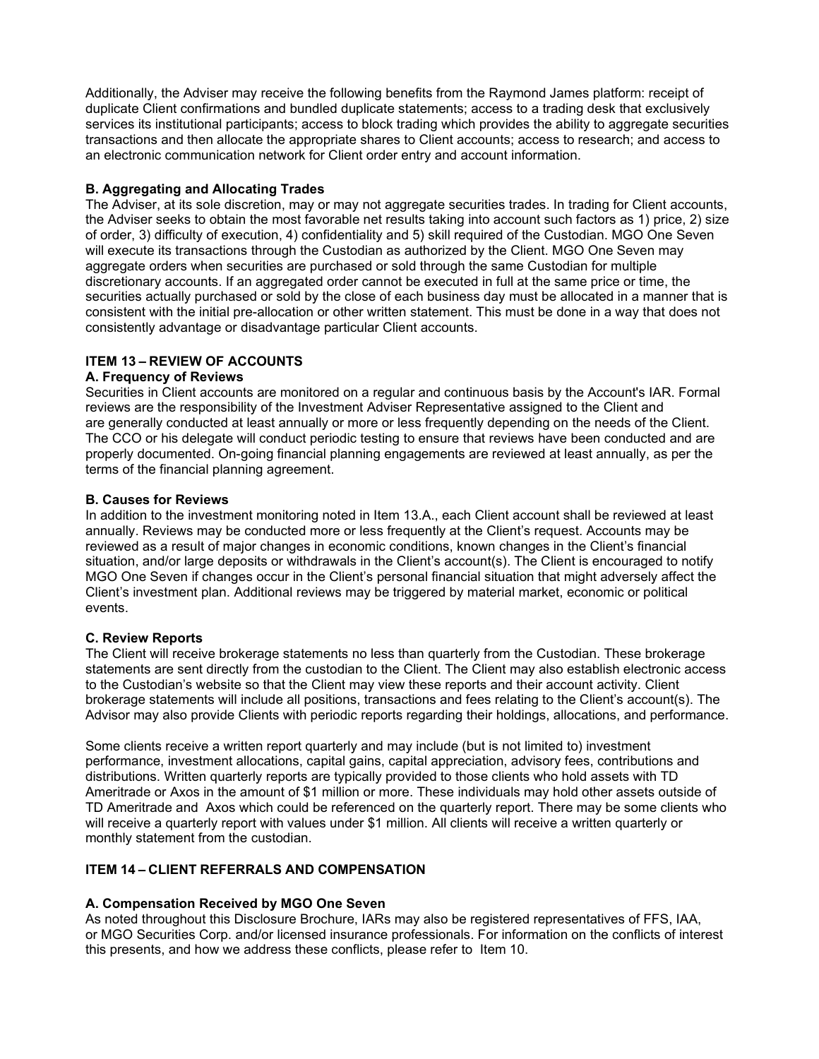Additionally, the Adviser may receive the following benefits from the Raymond James platform: receipt of duplicate Client confirmations and bundled duplicate statements; access to a trading desk that exclusively services its institutional participants; access to block trading which provides the ability to aggregate securities transactions and then allocate the appropriate shares to Client accounts; access to research; and access to an electronic communication network for Client order entry and account information.

### B. Aggregating and Allocating Trades

The Adviser, at its sole discretion, may or may not aggregate securities trades. In trading for Client accounts, the Adviser seeks to obtain the most favorable net results taking into account such factors as 1) price, 2) size of order, 3) difficulty of execution, 4) confidentiality and 5) skill required of the Custodian. MGO One Seven will execute its transactions through the Custodian as authorized by the Client. MGO One Seven may aggregate orders when securities are purchased or sold through the same Custodian for multiple discretionary accounts. If an aggregated order cannot be executed in full at the same price or time, the securities actually purchased or sold by the close of each business day must be allocated in a manner that is consistent with the initial pre-allocation or other written statement. This must be done in a way that does not consistently advantage or disadvantage particular Client accounts.

## ITEM 13 – REVIEW OF ACCOUNTS

### A. Frequency of Reviews

Securities in Client accounts are monitored on a regular and continuous basis by the Account's IAR. Formal reviews are the responsibility of the Investment Adviser Representative assigned to the Client and are generally conducted at least annually or more or less frequently depending on the needs of the Client. The CCO or his delegate will conduct periodic testing to ensure that reviews have been conducted and are properly documented. On-going financial planning engagements are reviewed at least annually, as per the terms of the financial planning agreement.

### B. Causes for Reviews

In addition to the investment monitoring noted in Item 13.A., each Client account shall be reviewed at least annually. Reviews may be conducted more or less frequently at the Client's request. Accounts may be reviewed as a result of major changes in economic conditions, known changes in the Client's financial situation, and/or large deposits or withdrawals in the Client's account(s). The Client is encouraged to notify MGO One Seven if changes occur in the Client's personal financial situation that might adversely affect the Client's investment plan. Additional reviews may be triggered by material market, economic or political events.

### C. Review Reports

The Client will receive brokerage statements no less than quarterly from the Custodian. These brokerage statements are sent directly from the custodian to the Client. The Client may also establish electronic access to the Custodian's website so that the Client may view these reports and their account activity. Client brokerage statements will include all positions, transactions and fees relating to the Client's account(s). The Advisor may also provide Clients with periodic reports regarding their holdings, allocations, and performance.

Some clients receive a written report quarterly and may include (but is not limited to) investment performance, investment allocations, capital gains, capital appreciation, advisory fees, contributions and distributions. Written quarterly reports are typically provided to those clients who hold assets with TD Ameritrade or Axos in the amount of $1 million or more. These individuals may hold other assets outside of TD Ameritrade and Axos which could be referenced on the quarterly report. There may be some clients who will receive a quarterly report with values under $1 million. All clients will receive a written quarterly or monthly statement from the custodian.

## ITEM 14 – CLIENT REFERRALS AND COMPENSATION

### A. Compensation Received by MGO One Seven

As noted throughout this Disclosure Brochure, IARs may also be registered representatives of FFS, IAA, or MGO Securities Corp. and/or licensed insurance professionals. For information on the conflicts of interest this presents, and how we address these conflicts, please refer to Item 10.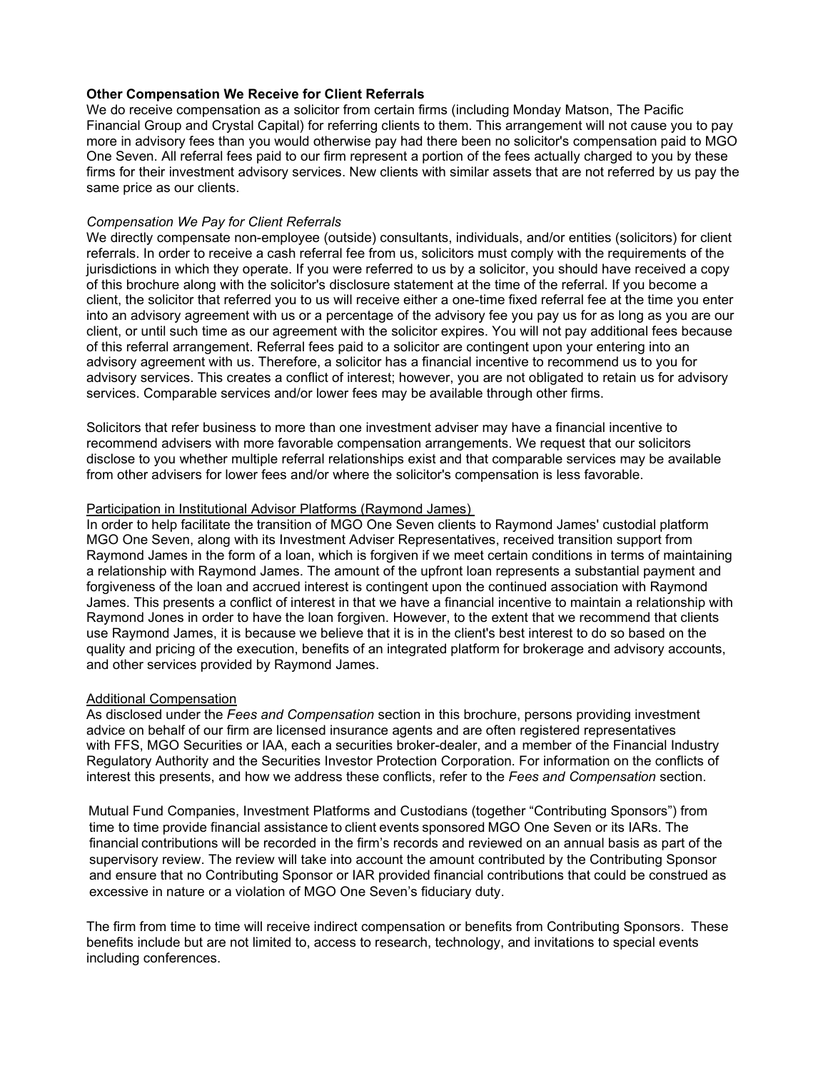**Other Compensation We Receive for Client Referrals**

We do receive compensation as a solicitor from certain firms (including Monday Matson, The Pacific Financial Group and Crystal Capital) for referring clients to them. This arrangement will not cause you to pay more in advisory fees than you would otherwise pay had there been no solicitor's compensation paid to MGO One Seven. All referral fees paid to our firm represent a portion of the fees actually charged to you by these firms for their investment advisory services. New clients with similar assets that are not referred by us pay the same price as our clients.

*Compensation We Pay for Client Referrals*

We directly compensate non-employee (outside) consultants, individuals, and/or entities (solicitors) for client referrals. In order to receive a cash referral fee from us, solicitors must comply with the requirements of the jurisdictions in which they operate. If you were referred to us by a solicitor, you should have received a copy of this brochure along with the solicitor's disclosure statement at the time of the referral. If you become a client, the solicitor that referred you to us will receive either a one-time fixed referral fee at the time you enter into an advisory agreement with us or a percentage of the advisory fee you pay us for as long as you are our client, or until such time as our agreement with the solicitor expires. You will not pay additional fees because of this referral arrangement. Referral fees paid to a solicitor are contingent upon your entering into an advisory agreement with us. Therefore, a solicitor has a financial incentive to recommend us to you for advisory services. This creates a conflict of interest; however, you are not obligated to retain us for advisory services. Comparable services and/or lower fees may be available through other firms.

Solicitors that refer business to more than one investment adviser may have a financial incentive to recommend advisers with more favorable compensation arrangements. We request that our solicitors disclose to you whether multiple referral relationships exist and that comparable services may be available from other advisers for lower fees and/or where the solicitor's compensation is less favorable.

Participation in Institutional Advisor Platforms (Raymond James)

In order to help facilitate the transition of MGO One Seven clients to Raymond James' custodial platform MGO One Seven, along with its Investment Adviser Representatives, received transition support from Raymond James in the form of a loan, which is forgiven if we meet certain conditions in terms of maintaining a relationship with Raymond James. The amount of the upfront loan represents a substantial payment and forgiveness of the loan and accrued interest is contingent upon the continued association with Raymond James. This presents a conflict of interest in that we have a financial incentive to maintain a relationship with Raymond Jones in order to have the loan forgiven. However, to the extent that we recommend that clients use Raymond James, it is because we believe that it is in the client's best interest to do so based on the quality and pricing of the execution, benefits of an integrated platform for brokerage and advisory accounts, and other services provided by Raymond James.

Additional Compensation

As disclosed under the *Fees and Compensation* section in this brochure, persons providing investment advice on behalf of our firm are licensed insurance agents and are often registered representatives with FFS, MGO Securities or IAA, each a securities broker-dealer, and a member of the Financial Industry Regulatory Authority and the Securities Investor Protection Corporation. For information on the conflicts of interest this presents, and how we address these conflicts, refer to the *Fees and Compensation* section.

Mutual Fund Companies, Investment Platforms and Custodians (together "Contributing Sponsors") from time to time provide financial assistance to client events sponsored MGO One Seven or its IARs. The financial contributions will be recorded in the firm's records and reviewed on an annual basis as part of the supervisory review. The review will take into account the amount contributed by the Contributing Sponsor and ensure that no Contributing Sponsor or IAR provided financial contributions that could be construed as excessive in nature or a violation of MGO One Seven's fiduciary duty.

The firm from time to time will receive indirect compensation or benefits from Contributing Sponsors. These benefits include but are not limited to, access to research, technology, and invitations to special events including conferences.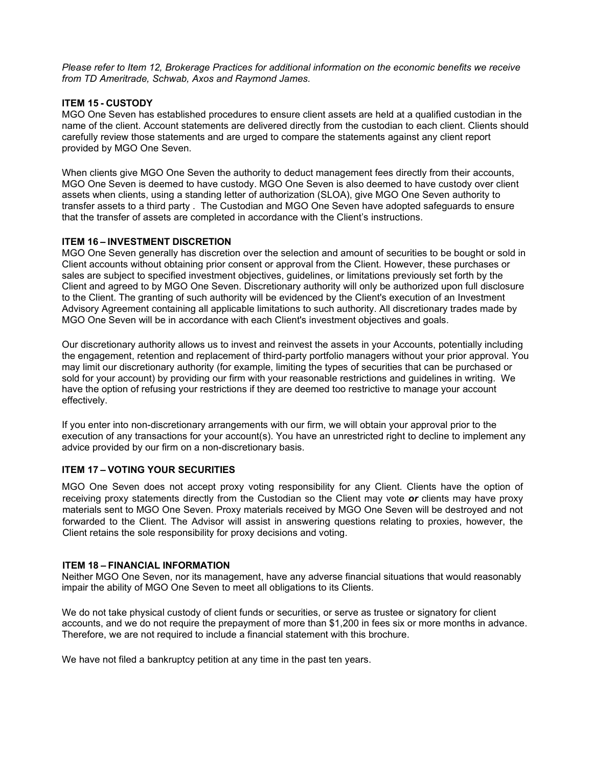*Please refer to Item 12, Brokerage Practices for additional information on the economic benefits we receive from TD Ameritrade, Schwab, Axos and Raymond James.*

## ITEM 15 - CUSTODY

MGO One Seven has established procedures to ensure client assets are held at a qualified custodian in the name of the client. Account statements are delivered directly from the custodian to each client. Clients should carefully review those statements and are urged to compare the statements against any client report provided by MGO One Seven.

When clients give MGO One Seven the authority to deduct management fees directly from their accounts, MGO One Seven is deemed to have custody. MGO One Seven is also deemed to have custody over client assets when clients, using a standing letter of authorization (SLOA), give MGO One Seven authority to transfer assets to a third party . The Custodian and MGO One Seven have adopted safeguards to ensure that the transfer of assets are completed in accordance with the Client's instructions.

## ITEM 16 – INVESTMENT DISCRETION

MGO One Seven generally has discretion over the selection and amount of securities to be bought or sold in Client accounts without obtaining prior consent or approval from the Client. However, these purchases or sales are subject to specified investment objectives, guidelines, or limitations previously set forth by the Client and agreed to by MGO One Seven. Discretionary authority will only be authorized upon full disclosure to the Client. The granting of such authority will be evidenced by the Client's execution of an Investment Advisory Agreement containing all applicable limitations to such authority. All discretionary trades made by MGO One Seven will be in accordance with each Client's investment objectives and goals.

Our discretionary authority allows us to invest and reinvest the assets in your Accounts, potentially including the engagement, retention and replacement of third-party portfolio managers without your prior approval. You may limit our discretionary authority (for example, limiting the types of securities that can be purchased or sold for your account) by providing our firm with your reasonable restrictions and guidelines in writing. We have the option of refusing your restrictions if they are deemed too restrictive to manage your account effectively.

If you enter into non-discretionary arrangements with our firm, we will obtain your approval prior to the execution of any transactions for your account(s). You have an unrestricted right to decline to implement any advice provided by our firm on a non-discretionary basis.

## ITEM 17 – VOTING YOUR SECURITIES

MGO One Seven does not accept proxy voting responsibility for any Client. Clients have the option of receiving proxy statements directly from the Custodian so the Client may vote ***or*** clients may have proxy materials sent to MGO One Seven. Proxy materials received by MGO One Seven will be destroyed and not forwarded to the Client. The Advisor will assist in answering questions relating to proxies, however, the Client retains the sole responsibility for proxy decisions and voting.

## ITEM 18 – FINANCIAL INFORMATION

Neither MGO One Seven, nor its management, have any adverse financial situations that would reasonably impair the ability of MGO One Seven to meet all obligations to its Clients.

We do not take physical custody of client funds or securities, or serve as trustee or signatory for client accounts, and we do not require the prepayment of more than $1,200 in fees six or more months in advance. Therefore, we are not required to include a financial statement with this brochure.

We have not filed a bankruptcy petition at any time in the past ten years.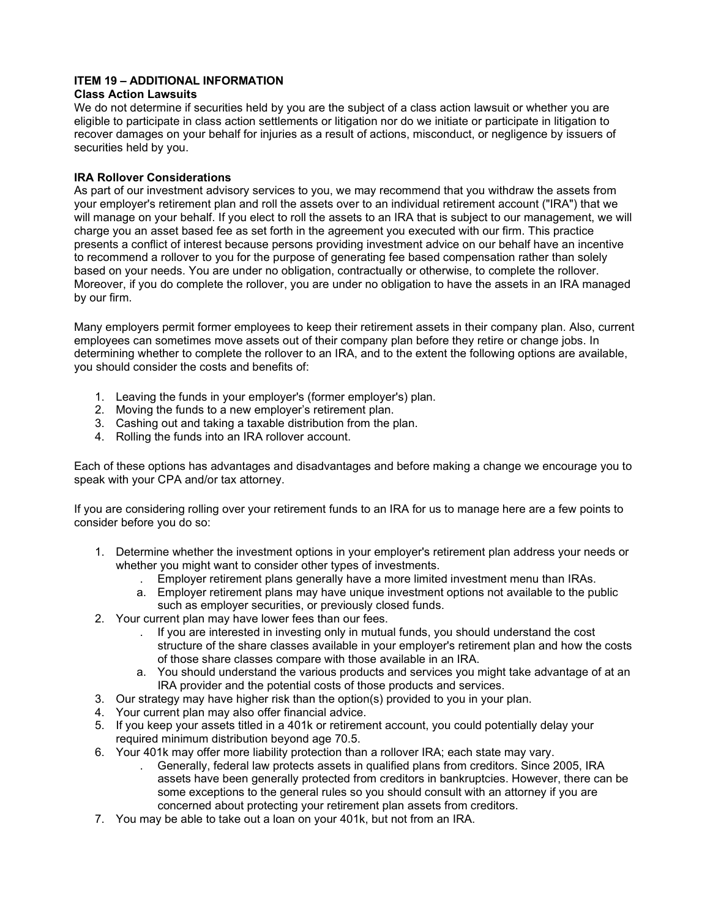**ITEM 19 – ADDITIONAL INFORMATION**

**Class Action Lawsuits**

We do not determine if securities held by you are the subject of a class action lawsuit or whether you are eligible to participate in class action settlements or litigation nor do we initiate or participate in litigation to recover damages on your behalf for injuries as a result of actions, misconduct, or negligence by issuers of securities held by you.

**IRA Rollover Considerations**

As part of our investment advisory services to you, we may recommend that you withdraw the assets from your employer's retirement plan and roll the assets over to an individual retirement account ("IRA") that we will manage on your behalf. If you elect to roll the assets to an IRA that is subject to our management, we will charge you an asset based fee as set forth in the agreement you executed with our firm. This practice presents a conflict of interest because persons providing investment advice on our behalf have an incentive to recommend a rollover to you for the purpose of generating fee based compensation rather than solely based on your needs. You are under no obligation, contractually or otherwise, to complete the rollover. Moreover, if you do complete the rollover, you are under no obligation to have the assets in an IRA managed by our firm.

Many employers permit former employees to keep their retirement assets in their company plan. Also, current employees can sometimes move assets out of their company plan before they retire or change jobs. In determining whether to complete the rollover to an IRA, and to the extent the following options are available, you should consider the costs and benefits of:

1. Leaving the funds in your employer's (former employer's) plan.
2. Moving the funds to a new employer's retirement plan.
3. Cashing out and taking a taxable distribution from the plan.
4. Rolling the funds into an IRA rollover account.

Each of these options has advantages and disadvantages and before making a change we encourage you to speak with your CPA and/or tax attorney.

If you are considering rolling over your retirement funds to an IRA for us to manage here are a few points to consider before you do so:

1. Determine whether the investment options in your employer's retirement plan address your needs or whether you might want to consider other types of investments.
   . Employer retirement plans generally have a more limited investment menu than IRAs.
   a. Employer retirement plans may have unique investment options not available to the public such as employer securities, or previously closed funds.
2. Your current plan may have lower fees than our fees.
   . If you are interested in investing only in mutual funds, you should understand the cost structure of the share classes available in your employer's retirement plan and how the costs of those share classes compare with those available in an IRA.
   a. You should understand the various products and services you might take advantage of at an IRA provider and the potential costs of those products and services.
3. Our strategy may have higher risk than the option(s) provided to you in your plan.
4. Your current plan may also offer financial advice.
5. If you keep your assets titled in a 401k or retirement account, you could potentially delay your required minimum distribution beyond age 70.5.
6. Your 401k may offer more liability protection than a rollover IRA; each state may vary.
   . Generally, federal law protects assets in qualified plans from creditors. Since 2005, IRA assets have been generally protected from creditors in bankruptcies. However, there can be some exceptions to the general rules so you should consult with an attorney if you are concerned about protecting your retirement plan assets from creditors.
7. You may be able to take out a loan on your 401k, but not from an IRA.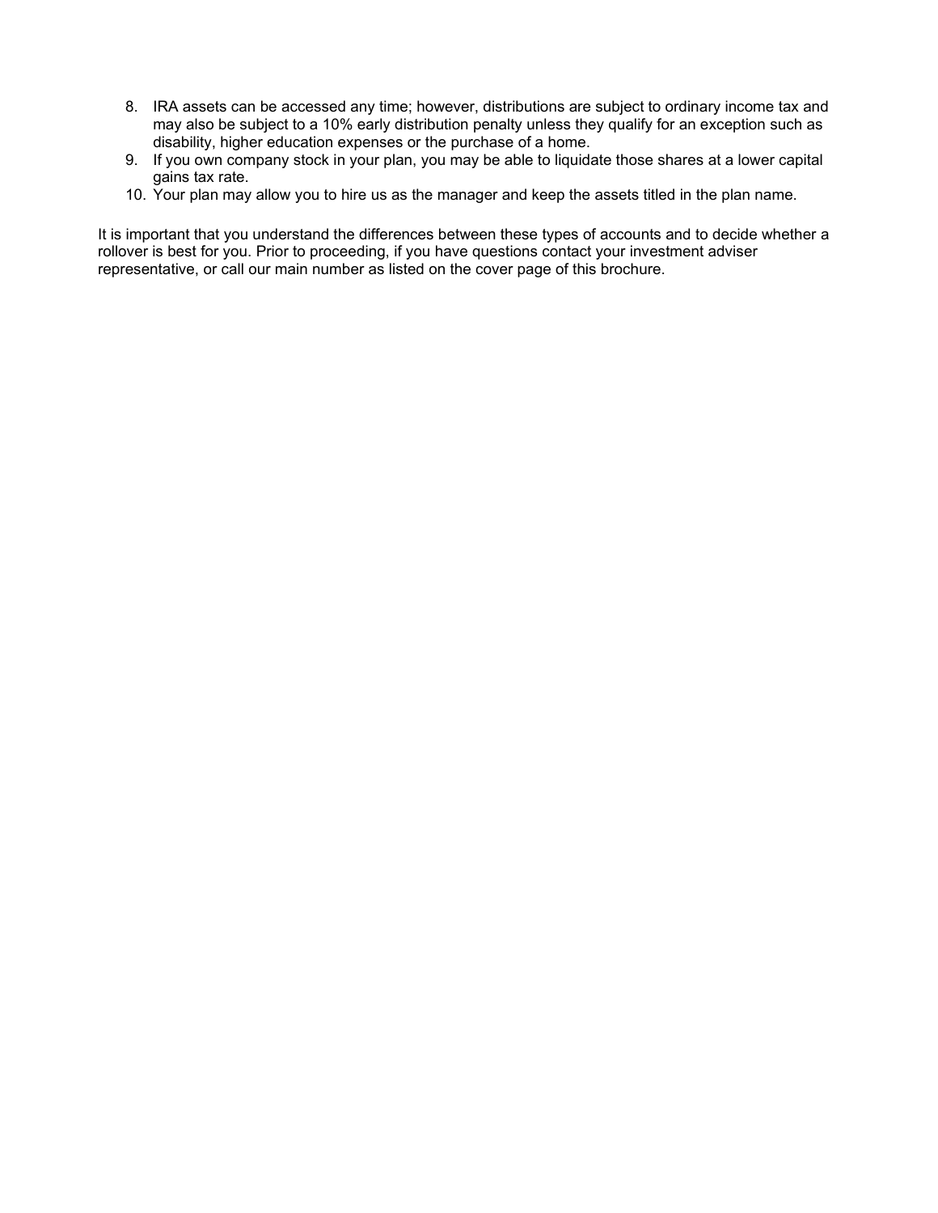8. IRA assets can be accessed any time; however, distributions are subject to ordinary income tax and may also be subject to a 10% early distribution penalty unless they qualify for an exception such as disability, higher education expenses or the purchase of a home.
9. If you own company stock in your plan, you may be able to liquidate those shares at a lower capital gains tax rate.
10. Your plan may allow you to hire us as the manager and keep the assets titled in the plan name.

It is important that you understand the differences between these types of accounts and to decide whether a rollover is best for you. Prior to proceeding, if you have questions contact your investment adviser representative, or call our main number as listed on the cover page of this brochure.